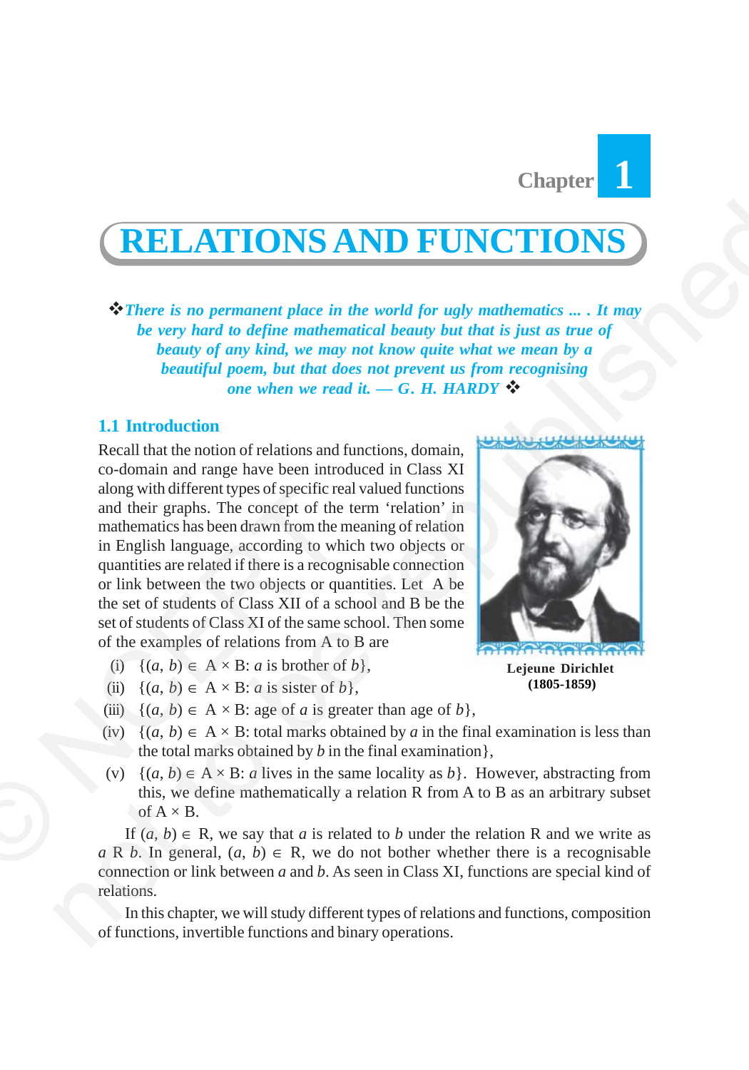Chapter 1

# RELATIONS AND FUNCTIONS

❖ *There is no permanent place in the world for ugly mathematics ... . It may be very hard to define mathematical beauty but that is just as true of beauty of any kind, we may not know quite what we mean by a beautiful poem, but that does not prevent us from recognising one when we read it. — G. H. HARDY* ❖

## 1.1 Introduction

Recall that the notion of relations and functions, domain, co-domain and range have been introduced in Class XI along with different types of specific real valued functions and their graphs. The concept of the term 'relation' in mathematics has been drawn from the meaning of relation in English language, according to which two objects or quantities are related if there is a recognisable connection or link between the two objects or quantities. Let A be the set of students of Class XII of a school and B be the set of students of Class XI of the same school. Then some of the examples of relations from A to B are

**Lejeune Dirichlet (1805-1859)**

(i) $\{(a, b) \in A \times B: a \text{ is brother of } b\}$,

(ii) $\{(a, b) \in A \times B: a \text{ is sister of } b\}$,

(iii) $\{(a, b) \in A \times B: \text{age of } a \text{ is greater than age of } b\}$,

(iv) $\{(a, b) \in A \times B: \text{total marks obtained by } a \text{ in the final examination is less than the total marks obtained by } b \text{ in the final examination}\}$,

(v) $\{(a, b) \in A \times B: a \text{ lives in the same locality as } b\}$. However, abstracting from this, we define mathematically a relation R from A to B as an arbitrary subset of $A \times B$.

If $(a, b) \in R$, we say that $a$ is related to $b$ under the relation R and we write as $a$ R $b$. In general, $(a, b) \in R$, we do not bother whether there is a recognisable connection or link between $a$ and $b$. As seen in Class XI, functions are special kind of relations.

In this chapter, we will study different types of relations and functions, composition of functions, invertible functions and binary operations.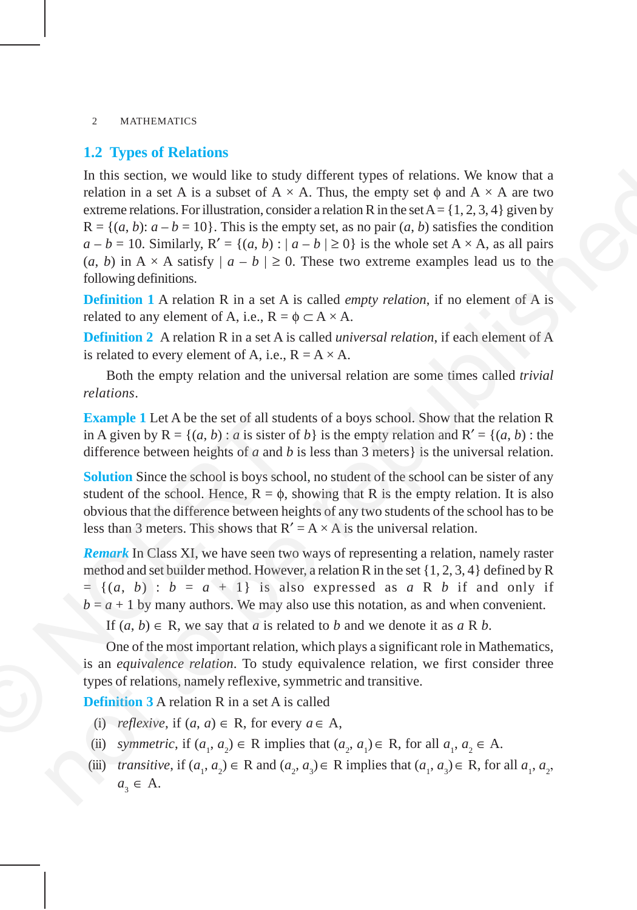## 1.2 Types of Relations

In this section, we would like to study different types of relations. We know that a relation in a set A is a subset of A × A. Thus, the empty set $\phi$ and A × A are two extreme relations. For illustration, consider a relation R in the set A = {1, 2, 3, 4} given by R = {$(a, b)$: $a - b = 10$}. This is the empty set, as no pair $(a, b)$ satisfies the condition $a - b = 10$. Similarly, R′ = {$(a, b)$ : $| a - b | \geq 0$} is the whole set A × A, as all pairs $(a, b)$ in A × A satisfy $| a - b | \geq 0$. These two extreme examples lead us to the following definitions.

**Definition 1** A relation R in a set A is called *empty relation*, if no element of A is related to any element of A, i.e., R = $\phi \subset$ A × A.

**Definition 2** A relation R in a set A is called *universal relation*, if each element of A is related to every element of A, i.e., R = A × A.

Both the empty relation and the universal relation are some times called *trivial relations*.

**Example 1** Let A be the set of all students of a boys school. Show that the relation R in A given by R = {$(a, b)$ : $a$ is sister of $b$} is the empty relation and R′ = {$(a, b)$ : the difference between heights of $a$ and $b$ is less than 3 meters} is the universal relation.

**Solution** Since the school is boys school, no student of the school can be sister of any student of the school. Hence, R = $\phi$, showing that R is the empty relation. It is also obvious that the difference between heights of any two students of the school has to be less than 3 meters. This shows that R′ = A × A is the universal relation.

***Remark*** In Class XI, we have seen two ways of representing a relation, namely raster method and set builder method. However, a relation R in the set {1, 2, 3, 4} defined by R = {$(a, b)$ : $b = a + 1$} is also expressed as $a$ R $b$ if and only if $b = a + 1$ by many authors. We may also use this notation, as and when convenient.

If $(a, b) \in$ R, we say that $a$ is related to $b$ and we denote it as $a$ R $b$.

One of the most important relation, which plays a significant role in Mathematics, is an *equivalence relation*. To study equivalence relation, we first consider three types of relations, namely reflexive, symmetric and transitive.

**Definition 3** A relation R in a set A is called

(i) *reflexive*, if $(a, a) \in$ R, for every $a \in$ A,

(ii) *symmetric*, if $(a_1, a_2) \in$ R implies that $(a_2, a_1) \in$ R, for all $a_1, a_2 \in$ A.

(iii) *transitive*, if $(a_1, a_2) \in$ R and $(a_2, a_3) \in$ R implies that $(a_1, a_3) \in$ R, for all $a_1, a_2, a_3 \in$ A.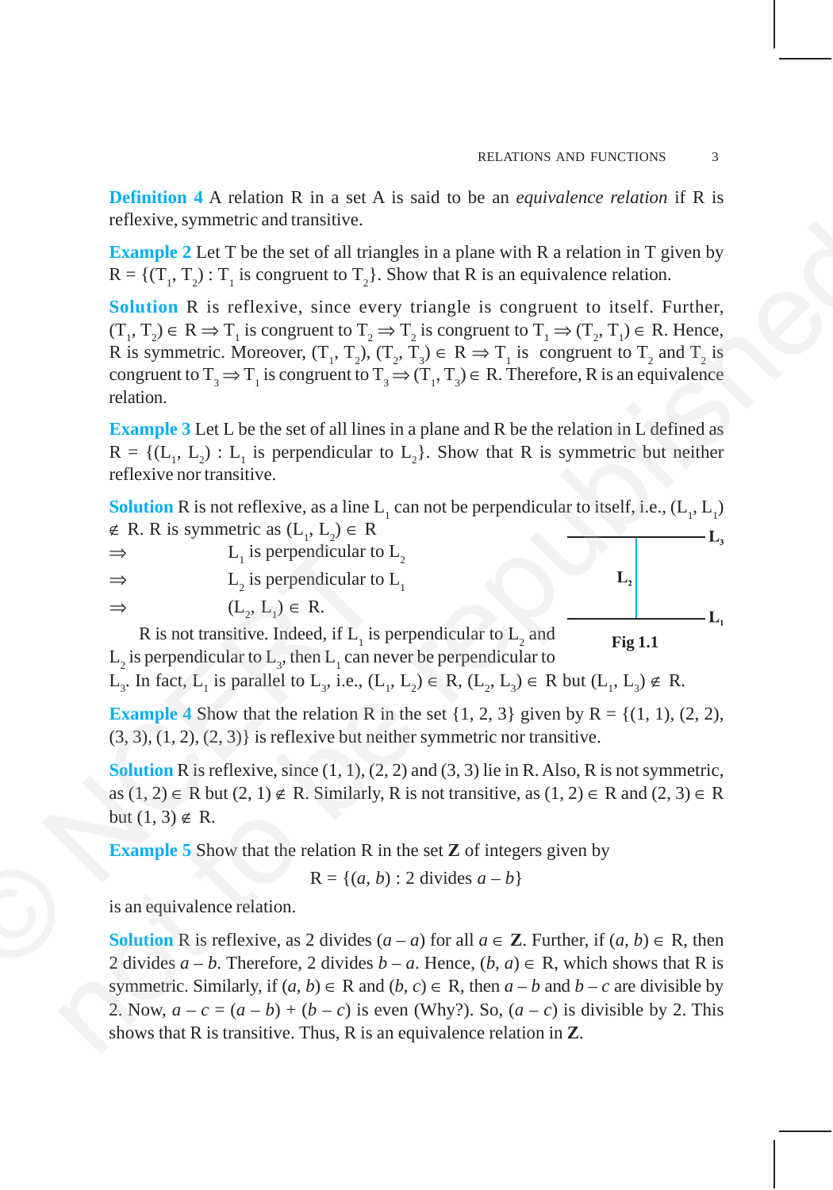**Definition 4** A relation R in a set A is said to be an *equivalence relation* if R is reflexive, symmetric and transitive.

**Example 2** Let T be the set of all triangles in a plane with R a relation in T given by R = $\{(T_1, T_2) : T_1$ is congruent to $T_2\}$. Show that R is an equivalence relation.

**Solution** R is reflexive, since every triangle is congruent to itself. Further, $(T_1, T_2) \in R \Rightarrow T_1$ is congruent to $T_2 \Rightarrow T_2$ is congruent to $T_1 \Rightarrow (T_2, T_1) \in R$. Hence, R is symmetric. Moreover, $(T_1, T_2), (T_2, T_3) \in R \Rightarrow T_1$ is congruent to $T_2$ and $T_2$ is congruent to $T_3 \Rightarrow T_1$ is congruent to $T_3 \Rightarrow (T_1, T_3) \in R$. Therefore, R is an equivalence relation.

**Example 3** Let L be the set of all lines in a plane and R be the relation in L defined as R = $\{(L_1, L_2) : L_1$ is perpendicular to $L_2\}$. Show that R is symmetric but neither reflexive nor transitive.

**Solution** R is not reflexive, as a line $L_1$ can not be perpendicular to itself, i.e., $(L_1, L_1) \notin R$. R is symmetric as $(L_1, L_2) \in R$

$\Rightarrow$ $L_1$ is perpendicular to $L_2$

$\Rightarrow$ $L_2$ is perpendicular to $L_1$

$\Rightarrow$ $(L_2, L_1) \in R$.

R is not transitive. Indeed, if $L_1$ is perpendicular to $L_2$ and $L_2$ is perpendicular to $L_3$, then $L_1$ can never be perpendicular to $L_3$. In fact, $L_1$ is parallel to $L_3$, i.e., $(L_1, L_2) \in R$, $(L_2, L_3) \in R$ but $(L_1, L_3) \notin R$.

Fig 1.1

**Example 4** Show that the relation R in the set {1, 2, 3} given by R = {(1, 1), (2, 2), (3, 3), (1, 2), (2, 3)} is reflexive but neither symmetric nor transitive.

**Solution** R is reflexive, since (1, 1), (2, 2) and (3, 3) lie in R. Also, R is not symmetric, as $(1, 2) \in R$ but $(2, 1) \notin R$. Similarly, R is not transitive, as $(1, 2) \in R$ and $(2, 3) \in R$ but $(1, 3) \notin R$.

**Example 5** Show that the relation R in the set **Z** of integers given by

$$R = \{(a, b) : 2 \text{ divides } a - b\}$$

is an equivalence relation.

**Solution** R is reflexive, as 2 divides $(a - a)$ for all $a \in \mathbf{Z}$. Further, if $(a, b) \in R$, then 2 divides $a - b$. Therefore, 2 divides $b - a$. Hence, $(b, a) \in R$, which shows that R is symmetric. Similarly, if $(a, b) \in R$ and $(b, c) \in R$, then $a - b$ and $b - c$ are divisible by 2. Now, $a - c = (a - b) + (b - c)$ is even (Why?). So, $(a - c)$ is divisible by 2. This shows that R is transitive. Thus, R is an equivalence relation in **Z**.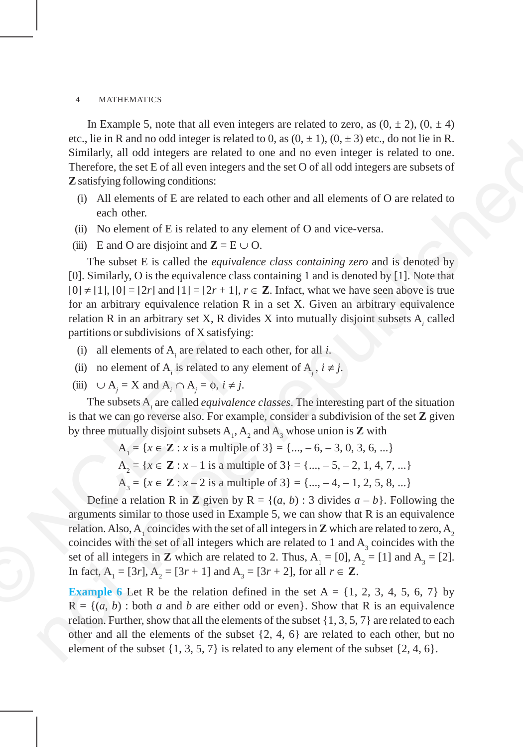In Example 5, note that all even integers are related to zero, as $(0, \pm 2)$, $(0, \pm 4)$ etc., lie in R and no odd integer is related to 0, as $(0, \pm 1)$, $(0, \pm 3)$ etc., do not lie in R. Similarly, all odd integers are related to one and no even integer is related to one. Therefore, the set E of all even integers and the set O of all odd integers are subsets of **Z** satisfying following conditions:

(i) All elements of E are related to each other and all elements of O are related to each other.

(ii) No element of E is related to any element of O and vice-versa.

(iii) E and O are disjoint and $\mathbf{Z} = E \cup O$.

The subset E is called the *equivalence class containing zero* and is denoted by [0]. Similarly, O is the equivalence class containing 1 and is denoted by [1]. Note that $[0] \neq [1]$, $[0] = [2r]$ and $[1] = [2r + 1]$, $r \in \mathbf{Z}$. Infact, what we have seen above is true for an arbitrary equivalence relation R in a set X. Given an arbitrary equivalence relation R in an arbitrary set X, R divides X into mutually disjoint subsets $A_i$ called partitions or subdivisions of X satisfying:

(i) all elements of $A_i$ are related to each other, for all $i$.

(ii) no element of $A_i$ is related to any element of $A_j$, $i \neq j$.

(iii) $\cup A_j = X$ and $A_i \cap A_j = \phi$, $i \neq j$.

The subsets $A_i$ are called *equivalence classes*. The interesting part of the situation is that we can go reverse also. For example, consider a subdivision of the set **Z** given by three mutually disjoint subsets $A_1$, $A_2$ and $A_3$ whose union is **Z** with

$$A_1 = \{x \in \mathbf{Z} : x \text{ is a multiple of } 3\} = \{..., -6, -3, 0, 3, 6, ...\}$$

$$A_2 = \{x \in \mathbf{Z} : x - 1 \text{ is a multiple of } 3\} = \{..., -5, -2, 1, 4, 7, ...\}$$

$$A_3 = \{x \in \mathbf{Z} : x - 2 \text{ is a multiple of } 3\} = \{..., -4, -1, 2, 5, 8, ...\}$$

Define a relation R in **Z** given by $R = \{(a, b) : 3 \text{ divides } a - b\}$. Following the arguments similar to those used in Example 5, we can show that R is an equivalence relation. Also, $A_1$ coincides with the set of all integers in **Z** which are related to zero, $A_2$ coincides with the set of all integers which are related to 1 and $A_3$ coincides with the set of all integers in **Z** which are related to 2. Thus, $A_1 = [0]$, $A_2 = [1]$ and $A_3 = [2]$. In fact, $A_1 = [3r]$, $A_2 = [3r + 1]$ and $A_3 = [3r + 2]$, for all $r \in \mathbf{Z}$.

**Example 6** Let R be the relation defined in the set $A = \{1, 2, 3, 4, 5, 6, 7\}$ by $R = \{(a, b) : \text{both } a \text{ and } b \text{ are either odd or even}\}$. Show that R is an equivalence relation. Further, show that all the elements of the subset $\{1, 3, 5, 7\}$ are related to each other and all the elements of the subset $\{2, 4, 6\}$ are related to each other, but no element of the subset $\{1, 3, 5, 7\}$ is related to any element of the subset $\{2, 4, 6\}$.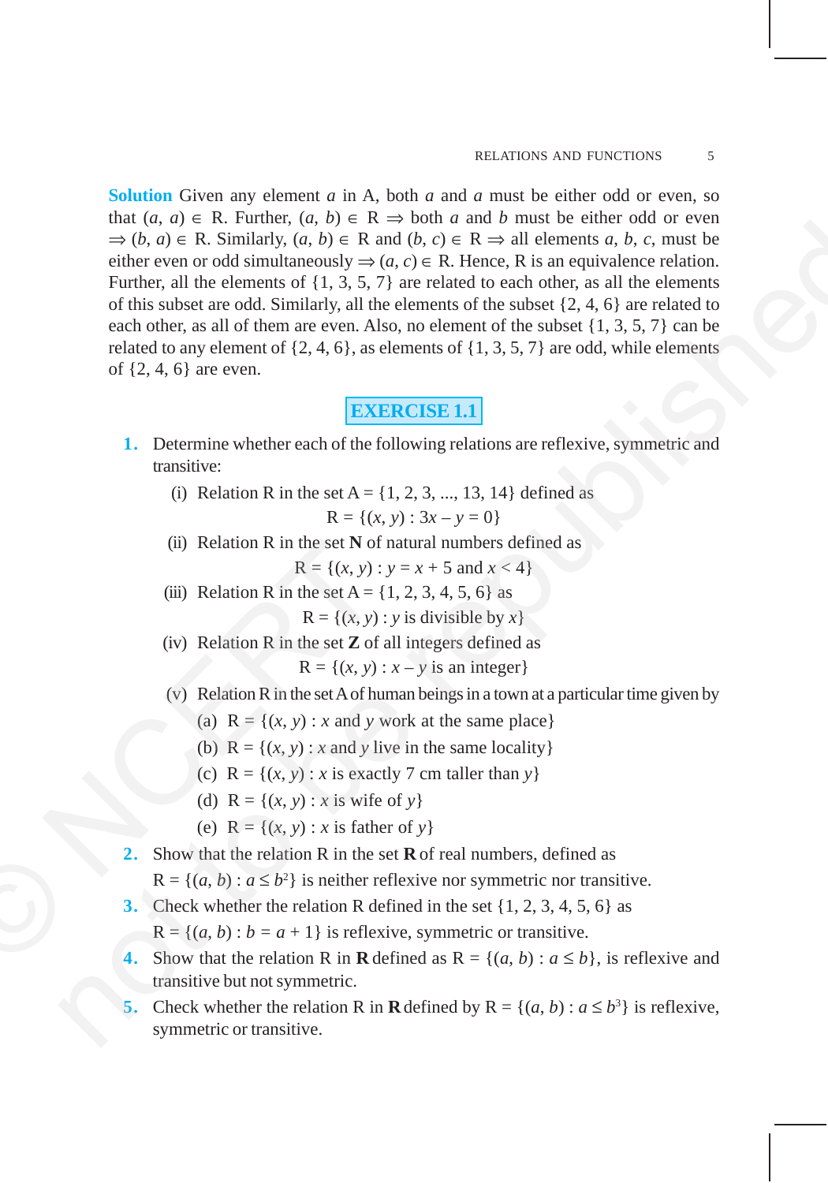**Solution** Given any element $a$ in A, both $a$ and $a$ must be either odd or even, so that $(a, a) \in$ R. Further, $(a, b) \in$ R $\Rightarrow$ both $a$ and $b$ must be either odd or even $\Rightarrow (b, a) \in$ R. Similarly, $(a, b) \in$ R and $(b, c) \in$ R $\Rightarrow$ all elements $a, b, c$, must be either even or odd simultaneously $\Rightarrow (a, c) \in$ R. Hence, R is an equivalence relation. Further, all the elements of $\{1, 3, 5, 7\}$ are related to each other, as all the elements of this subset are odd. Similarly, all the elements of the subset $\{2, 4, 6\}$ are related to each other, as all of them are even. Also, no element of the subset $\{1, 3, 5, 7\}$ can be related to any element of $\{2, 4, 6\}$, as elements of $\{1, 3, 5, 7\}$ are odd, while elements of $\{2, 4, 6\}$ are even.

## EXERCISE 1.1

1. Determine whether each of the following relations are reflexive, symmetric and transitive:

   (i) Relation R in the set A = $\{1, 2, 3, ..., 13, 14\}$ defined as
   $$R = \{(x, y) : 3x - y = 0\}$$

   (ii) Relation R in the set **N** of natural numbers defined as
   $$R = \{(x, y) : y = x + 5 \text{ and } x < 4\}$$

   (iii) Relation R in the set A = $\{1, 2, 3, 4, 5, 6\}$ as
   $$R = \{(x, y) : y \text{ is divisible by } x\}$$

   (iv) Relation R in the set **Z** of all integers defined as
   $$R = \{(x, y) : x - y \text{ is an integer}\}$$

   (v) Relation R in the set A of human beings in a town at a particular time given by

   (a) R = $\{(x, y) : x$ and $y$ work at the same place$\}$

   (b) R = $\{(x, y) : x$ and $y$ live in the same locality$\}$

   (c) R = $\{(x, y) : x$ is exactly 7 cm taller than $y\}$

   (d) R = $\{(x, y) : x$ is wife of $y\}$

   (e) R = $\{(x, y) : x$ is father of $y\}$

2. Show that the relation R in the set **R** of real numbers, defined as
   R = $\{(a, b) : a \leq b^2\}$ is neither reflexive nor symmetric nor transitive.

3. Check whether the relation R defined in the set $\{1, 2, 3, 4, 5, 6\}$ as
   R = $\{(a, b) : b = a + 1\}$ is reflexive, symmetric or transitive.

4. Show that the relation R in **R** defined as R = $\{(a, b) : a \leq b\}$, is reflexive and transitive but not symmetric.

5. Check whether the relation R in **R** defined by R = $\{(a, b) : a \leq b^3\}$ is reflexive, symmetric or transitive.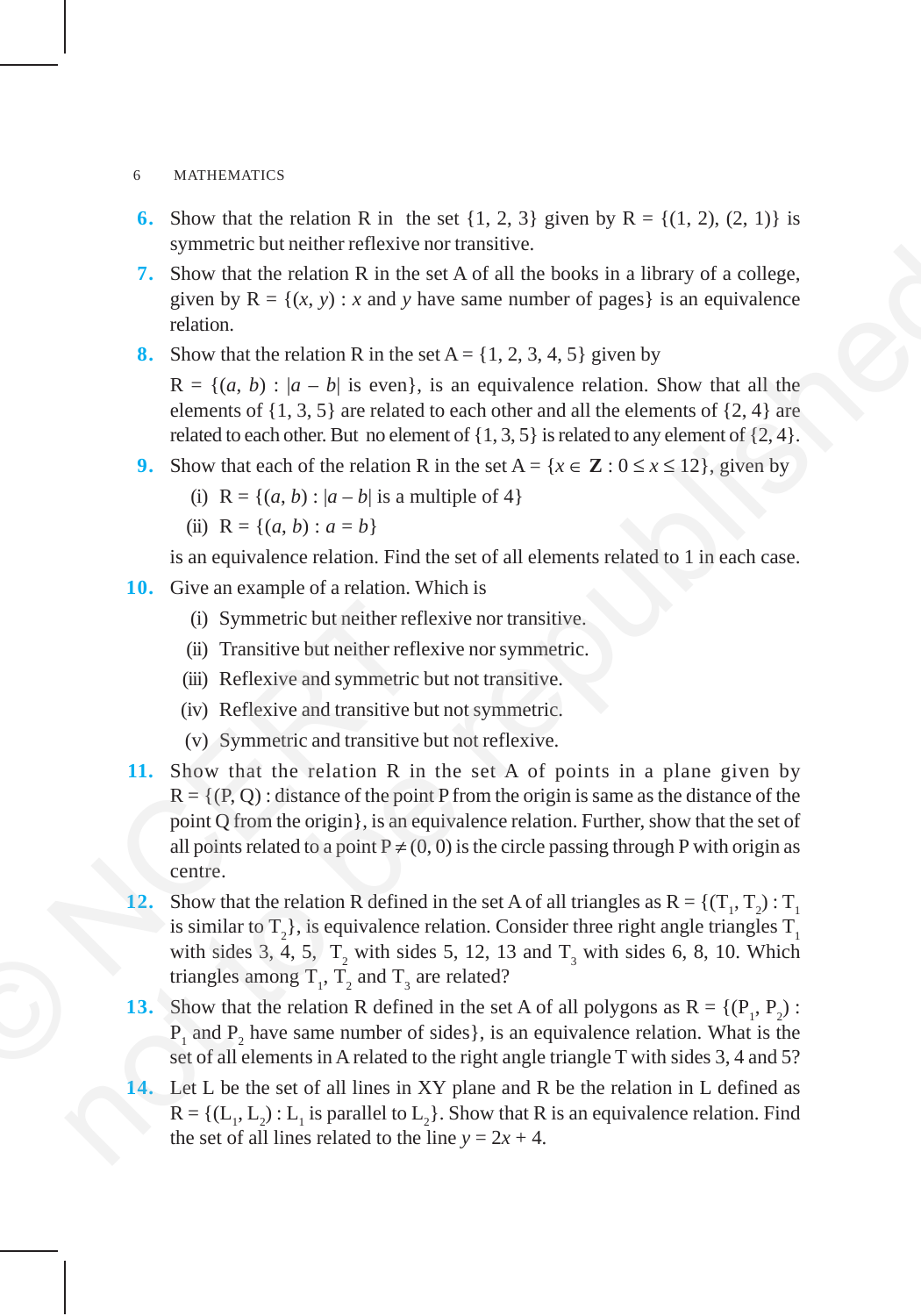6. Show that the relation R in the set {1, 2, 3} given by R = {(1, 2), (2, 1)} is symmetric but neither reflexive nor transitive.

7. Show that the relation R in the set A of all the books in a library of a college, given by R = {$(x, y)$ : $x$ and $y$ have same number of pages} is an equivalence relation.

8. Show that the relation R in the set A = {1, 2, 3, 4, 5} given by

   R = {$(a, b)$ : $|a - b|$ is even}, is an equivalence relation. Show that all the elements of {1, 3, 5} are related to each other and all the elements of {2, 4} are related to each other. But no element of {1, 3, 5} is related to any element of {2, 4}.

9. Show that each of the relation R in the set A = $\{x \in \mathbf{Z} : 0 \le x \le 12\}$, given by

   (i) R = {$(a, b)$ : $|a - b|$ is a multiple of 4}

   (ii) R = {$(a, b)$ : $a = b$}

   is an equivalence relation. Find the set of all elements related to 1 in each case.

10. Give an example of a relation. Which is

    (i) Symmetric but neither reflexive nor transitive.

    (ii) Transitive but neither reflexive nor symmetric.

    (iii) Reflexive and symmetric but not transitive.

    (iv) Reflexive and transitive but not symmetric.

    (v) Symmetric and transitive but not reflexive.

11. Show that the relation R in the set A of points in a plane given by R = {(P, Q) : distance of the point P from the origin is same as the distance of the point Q from the origin}, is an equivalence relation. Further, show that the set of all points related to a point P $\neq$ (0, 0) is the circle passing through P with origin as centre.

12. Show that the relation R defined in the set A of all triangles as R = {$(T_1, T_2)$ : $T_1$ is similar to $T_2$}, is equivalence relation. Consider three right angle triangles $T_1$ with sides 3, 4, 5, $T_2$ with sides 5, 12, 13 and $T_3$ with sides 6, 8, 10. Which triangles among $T_1$, $T_2$ and $T_3$ are related?

13. Show that the relation R defined in the set A of all polygons as R = {$(P_1, P_2)$ : $P_1$ and $P_2$ have same number of sides}, is an equivalence relation. What is the set of all elements in A related to the right angle triangle T with sides 3, 4 and 5?

14. Let L be the set of all lines in XY plane and R be the relation in L defined as R = {$(L_1, L_2)$ : $L_1$ is parallel to $L_2$}. Show that R is an equivalence relation. Find the set of all lines related to the line $y = 2x + 4$.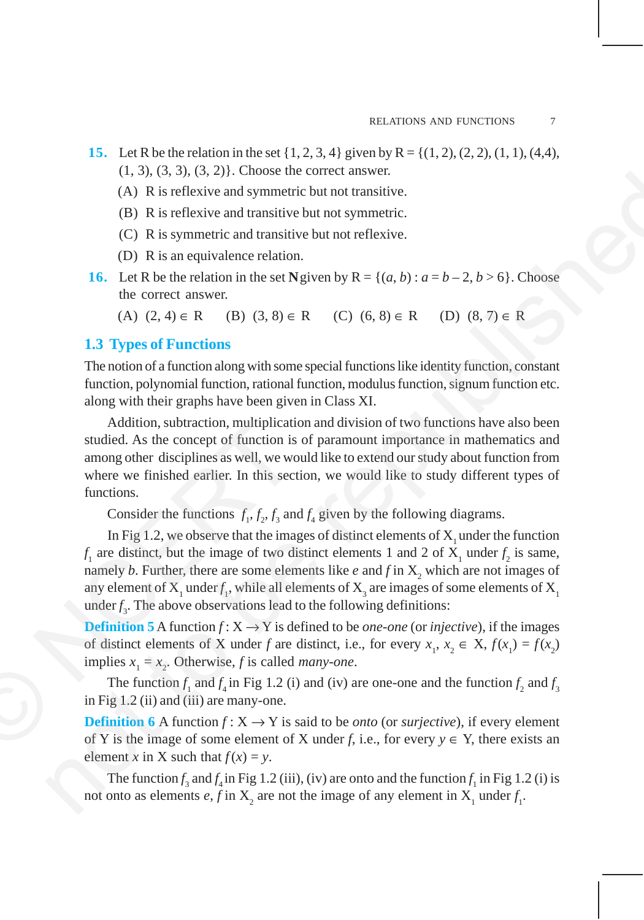**15.** Let R be the relation in the set {1, 2, 3, 4} given by R = {(1, 2), (2, 2), (1, 1), (4,4), (1, 3), (3, 3), (3, 2)}. Choose the correct answer.

(A) R is reflexive and symmetric but not transitive.

(B) R is reflexive and transitive but not symmetric.

(C) R is symmetric and transitive but not reflexive.

(D) R is an equivalence relation.

**16.** Let R be the relation in the set **N** given by R = $\{(a, b) : a = b - 2, b > 6\}$. Choose the correct answer.

(A) $(2, 4) \in$ R (B) $(3, 8) \in$ R (C) $(6, 8) \in$ R (D) $(8, 7) \in$ R

## 1.3 Types of Functions

The notion of a function along with some special functions like identity function, constant function, polynomial function, rational function, modulus function, signum function etc. along with their graphs have been given in Class XI.

Addition, subtraction, multiplication and division of two functions have also been studied. As the concept of function is of paramount importance in mathematics and among other disciplines as well, we would like to extend our study about function from where we finished earlier. In this section, we would like to study different types of functions.

Consider the functions $f_1$, $f_2$, $f_3$ and $f_4$ given by the following diagrams.

In Fig 1.2, we observe that the images of distinct elements of $X_1$ under the function $f_1$ are distinct, but the image of two distinct elements 1 and 2 of $X_1$ under $f_2$ is same, namely $b$. Further, there are some elements like $e$ and $f$ in $X_2$ which are not images of any element of $X_1$ under $f_1$, while all elements of $X_3$ are images of some elements of $X_1$ under $f_3$. The above observations lead to the following definitions:

**Definition 5** A function $f : X \to Y$ is defined to be *one-one* (or *injective*), if the images of distinct elements of X under $f$ are distinct, i.e., for every $x_1, x_2 \in X$, $f(x_1) = f(x_2)$ implies $x_1 = x_2$. Otherwise, $f$ is called *many-one*.

The function $f_1$ and $f_4$ in Fig 1.2 (i) and (iv) are one-one and the function $f_2$ and $f_3$ in Fig 1.2 (ii) and (iii) are many-one.

**Definition 6** A function $f : X \to Y$ is said to be *onto* (or *surjective*), if every element of Y is the image of some element of X under $f$, i.e., for every $y \in Y$, there exists an element $x$ in X such that $f(x) = y$.

The function $f_3$ and $f_4$ in Fig 1.2 (iii), (iv) are onto and the function $f_1$ in Fig 1.2 (i) is not onto as elements $e$, $f$ in $X_2$ are not the image of any element in $X_1$ under $f_1$.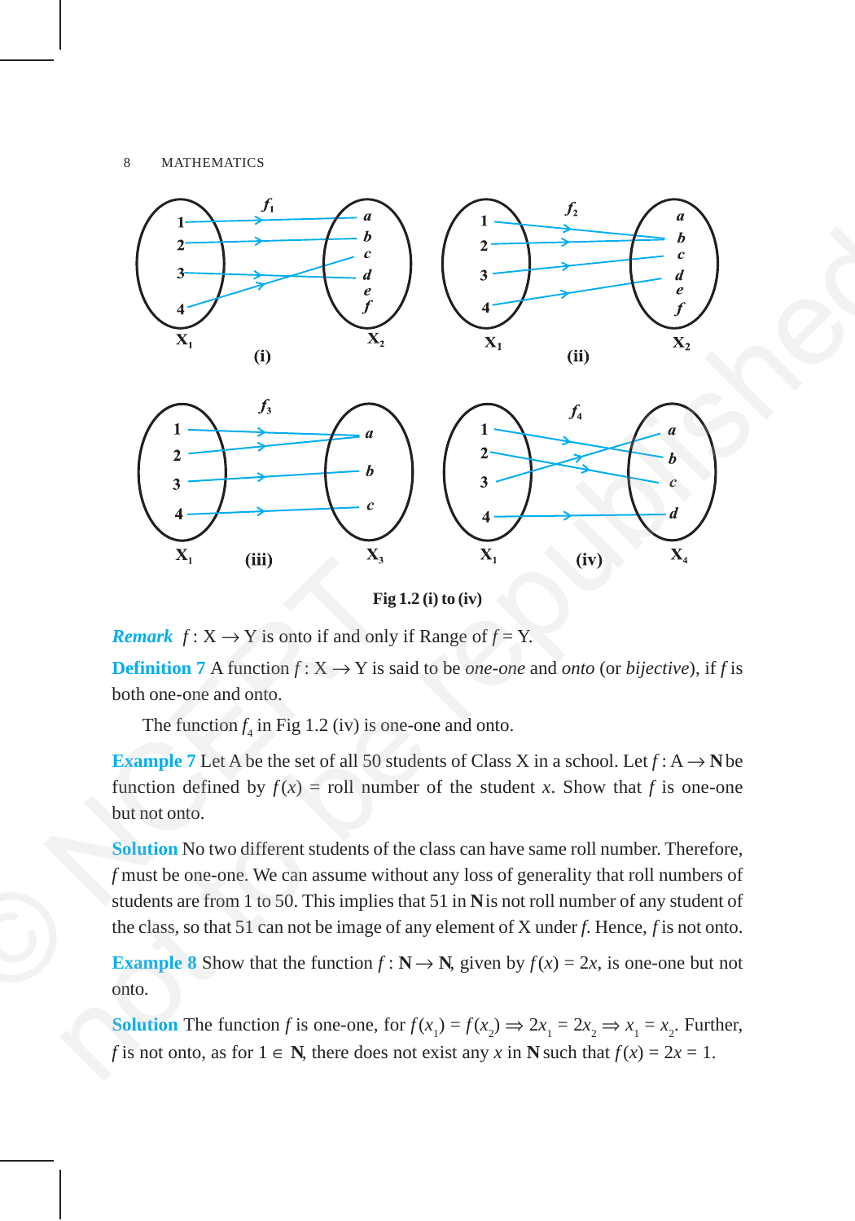Fig 1.2 (i) to (iv)

***Remark*** $f : X \to Y$ is onto if and only if Range of $f = Y$.

**Definition 7** A function $f : X \to Y$ is said to be *one-one* and *onto* (or *bijective*), if $f$ is both one-one and onto.

The function $f_4$ in Fig 1.2 (iv) is one-one and onto.

**Example 7** Let A be the set of all 50 students of Class X in a school. Let $f : A \to \mathbf{N}$ be function defined by $f(x)$ = roll number of the student $x$. Show that $f$ is one-one but not onto.

**Solution** No two different students of the class can have same roll number. Therefore, $f$ must be one-one. We can assume without any loss of generality that roll numbers of students are from 1 to 50. This implies that 51 in $\mathbf{N}$ is not roll number of any student of the class, so that 51 can not be image of any element of X under $f$. Hence, $f$ is not onto.

**Example 8** Show that the function $f : \mathbf{N} \to \mathbf{N}$, given by $f(x) = 2x$, is one-one but not onto.

**Solution** The function $f$ is one-one, for $f(x_1) = f(x_2) \Rightarrow 2x_1 = 2x_2 \Rightarrow x_1 = x_2$. Further, $f$ is not onto, as for $1 \in \mathbf{N}$, there does not exist any $x$ in $\mathbf{N}$ such that $f(x) = 2x = 1$.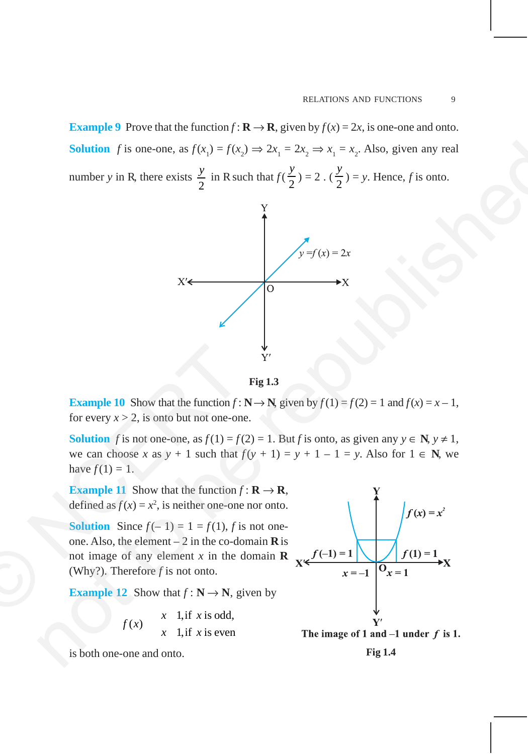**Example 9** Prove that the function $f : \mathbf{R} \rightarrow \mathbf{R}$, given by $f(x) = 2x$, is one-one and onto.

**Solution** $f$ is one-one, as $f(x_1) = f(x_2) \Rightarrow 2x_1 = 2x_2 \Rightarrow x_1 = x_2$. Also, given any real number $y$ in R, there exists $\frac{y}{2}$ in R such that $f(\frac{y}{2}) = 2 \cdot (\frac{y}{2}) = y$. Hence, $f$ is onto.

Fig 1.3

**Example 10** Show that the function $f : \mathbf{N} \rightarrow \mathbf{N}$, given by $f(1) = f(2) = 1$ and $f(x) = x - 1$, for every $x > 2$, is onto but not one-one.

**Solution** $f$ is not one-one, as $f(1) = f(2) = 1$. But $f$ is onto, as given any $y \in \mathbf{N}$, $y \neq 1$, we can choose $x$ as $y + 1$ such that $f(y + 1) = y + 1 - 1 = y$. Also for $1 \in \mathbf{N}$, we have $f(1) = 1$.

**Example 11** Show that the function $f : \mathbf{R} \rightarrow \mathbf{R}$, defined as $f(x) = x^2$, is neither one-one nor onto.

**Solution** Since $f(-1) = 1 = f(1)$, $f$ is not one-one. Also, the element $-2$ in the co-domain $\mathbf{R}$ is not image of any element $x$ in the domain $\mathbf{R}$ (Why?). Therefore $f$ is not onto.

The image of 1 and –1 under $f$ is 1.

Fig 1.4

**Example 12** Show that $f : \mathbf{N} \rightarrow \mathbf{N}$, given by

$$f(x) = \begin{cases} x + 1, & \text{if } x \text{ is odd,} \\ x - 1, & \text{if } x \text{ is even} \end{cases}$$

is both one-one and onto.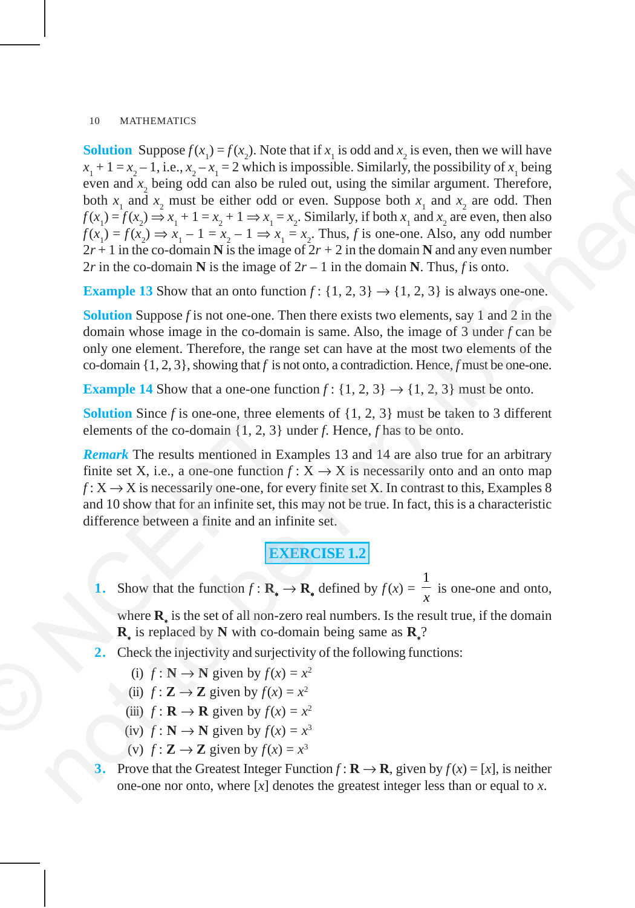**Solution** Suppose $f(x_1) = f(x_2)$. Note that if $x_1$ is odd and $x_2$ is even, then we will have $x_1 + 1 = x_2 - 1$, i.e., $x_2 - x_1 = 2$ which is impossible. Similarly, the possibility of $x_1$ being even and $x_2$ being odd can also be ruled out, using the similar argument. Therefore, both $x_1$ and $x_2$ must be either odd or even. Suppose both $x_1$ and $x_2$ are odd. Then $f(x_1) = f(x_2) \Rightarrow x_1 + 1 = x_2 + 1 \Rightarrow x_1 = x_2$. Similarly, if both $x_1$ and $x_2$ are even, then also $f(x_1) = f(x_2) \Rightarrow x_1 - 1 = x_2 - 1 \Rightarrow x_1 = x_2$. Thus, $f$ is one-one. Also, any odd number $2r + 1$ in the co-domain **N** is the image of $2r + 2$ in the domain **N** and any even number $2r$ in the co-domain **N** is the image of $2r - 1$ in the domain **N**. Thus, $f$ is onto.

**Example 13** Show that an onto function $f : \{1, 2, 3\} \to \{1, 2, 3\}$ is always one-one.

**Solution** Suppose $f$ is not one-one. Then there exists two elements, say 1 and 2 in the domain whose image in the co-domain is same. Also, the image of 3 under $f$ can be only one element. Therefore, the range set can have at the most two elements of the co-domain $\{1, 2, 3\}$, showing that $f$ is not onto, a contradiction. Hence, $f$ must be one-one.

**Example 14** Show that a one-one function $f : \{1, 2, 3\} \to \{1, 2, 3\}$ must be onto.

**Solution** Since $f$ is one-one, three elements of $\{1, 2, 3\}$ must be taken to 3 different elements of the co-domain $\{1, 2, 3\}$ under $f$. Hence, $f$ has to be onto.

***Remark*** The results mentioned in Examples 13 and 14 are also true for an arbitrary finite set X, i.e., a one-one function $f : \text{X} \to \text{X}$ is necessarily onto and an onto map $f : \text{X} \to \text{X}$ is necessarily one-one, for every finite set X. In contrast to this, Examples 8 and 10 show that for an infinite set, this may not be true. In fact, this is a characteristic difference between a finite and an infinite set.

## EXERCISE 1.2

1. Show that the function $f : \mathbf{R_*} \to \mathbf{R_*}$ defined by $f(x) = \dfrac{1}{x}$ is one-one and onto, where $\mathbf{R_*}$ is the set of all non-zero real numbers. Is the result true, if the domain $\mathbf{R_*}$ is replaced by **N** with co-domain being same as $\mathbf{R_*}$?

2. Check the injectivity and surjectivity of the following functions:

   (i) $f : \mathbf{N} \to \mathbf{N}$ given by $f(x) = x^2$

   (ii) $f : \mathbf{Z} \to \mathbf{Z}$ given by $f(x) = x^2$

   (iii) $f : \mathbf{R} \to \mathbf{R}$ given by $f(x) = x^2$

   (iv) $f : \mathbf{N} \to \mathbf{N}$ given by $f(x) = x^3$

   (v) $f : \mathbf{Z} \to \mathbf{Z}$ given by $f(x) = x^3$

3. Prove that the Greatest Integer Function $f : \mathbf{R} \to \mathbf{R}$, given by $f(x) = [x]$, is neither one-one nor onto, where $[x]$ denotes the greatest integer less than or equal to $x$.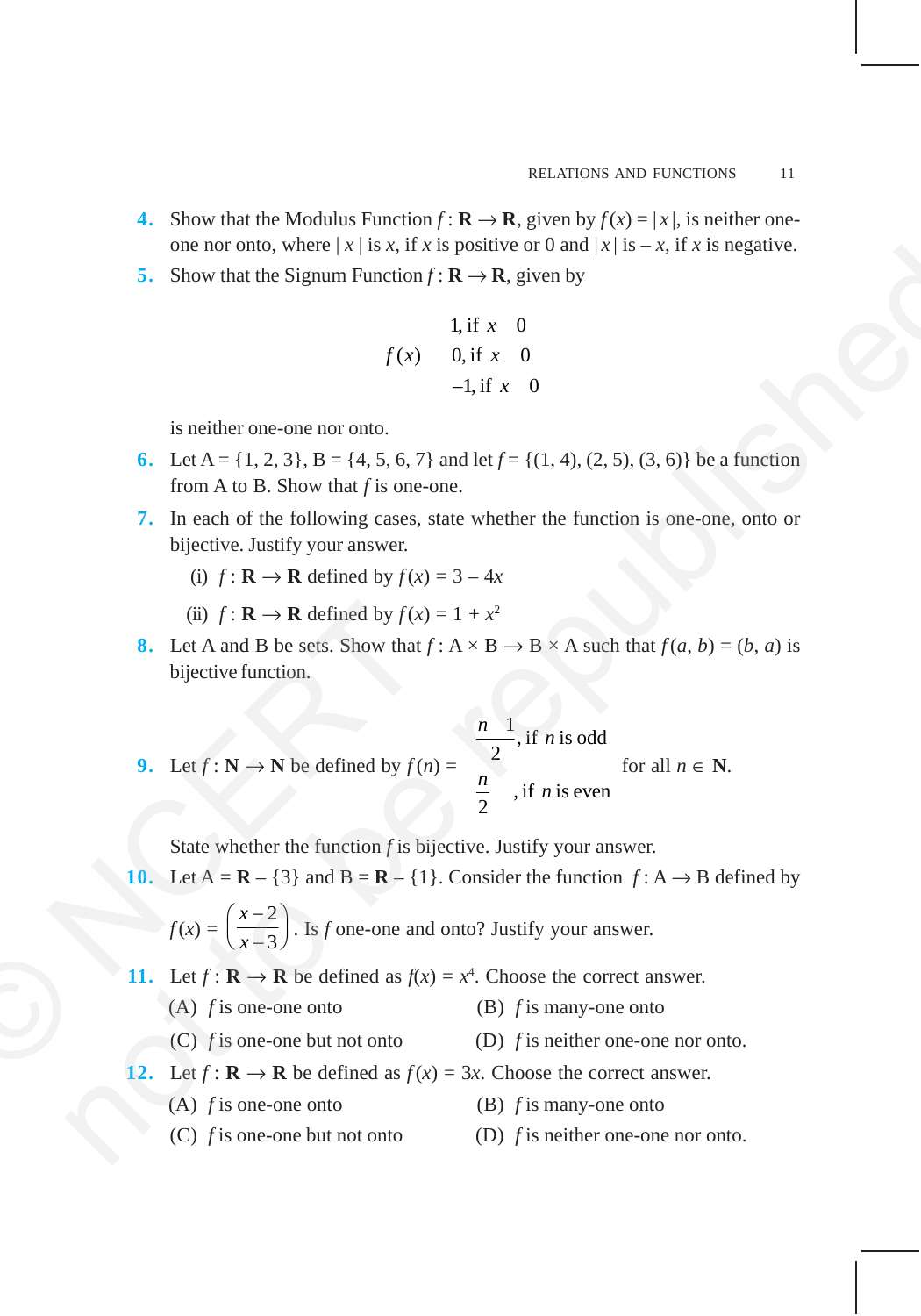4. Show that the Modulus Function $f : \mathbf{R} \to \mathbf{R}$, given by $f(x) = |x|$, is neither one-one nor onto, where $|x|$ is $x$, if $x$ is positive or 0 and $|x|$ is $-x$, if $x$ is negative.

5. Show that the Signum Function $f : \mathbf{R} \to \mathbf{R}$, given by

$$f(x) = \begin{cases} 1, \text{ if } x > 0 \\ 0, \text{ if } x = 0 \\ -1, \text{ if } x < 0 \end{cases}$$

is neither one-one nor onto.

6. Let A = {1, 2, 3}, B = {4, 5, 6, 7} and let $f$ = {(1, 4), (2, 5), (3, 6)} be a function from A to B. Show that $f$ is one-one.

7. In each of the following cases, state whether the function is one-one, onto or bijective. Justify your answer.

   (i) $f : \mathbf{R} \to \mathbf{R}$ defined by $f(x) = 3 - 4x$

   (ii) $f : \mathbf{R} \to \mathbf{R}$ defined by $f(x) = 1 + x^2$

8. Let A and B be sets. Show that $f : A \times B \to B \times A$ such that $f(a, b) = (b, a)$ is bijective function.

9. Let $f : \mathbf{N} \to \mathbf{N}$ be defined by $f(n) = \begin{cases} \dfrac{n+1}{2}, \text{ if } n \text{ is odd} \\ \dfrac{n}{2}, \text{ if } n \text{ is even} \end{cases}$ for all $n \in \mathbf{N}$.

   State whether the function $f$ is bijective. Justify your answer.

10. Let A = $\mathbf{R}$ – {3} and B = $\mathbf{R}$ – {1}. Consider the function $f : A \to B$ defined by $f(x) = \left(\dfrac{x-2}{x-3}\right)$. Is $f$ one-one and onto? Justify your answer.

11. Let $f : \mathbf{R} \to \mathbf{R}$ be defined as $f(x) = x^4$. Choose the correct answer.

    (A) $f$ is one-one onto
    (B) $f$ is many-one onto
    (C) $f$ is one-one but not onto
    (D) $f$ is neither one-one nor onto.

12. Let $f : \mathbf{R} \to \mathbf{R}$ be defined as $f(x) = 3x$. Choose the correct answer.

    (A) $f$ is one-one onto
    (B) $f$ is many-one onto
    (C) $f$ is one-one but not onto
    (D) $f$ is neither one-one nor onto.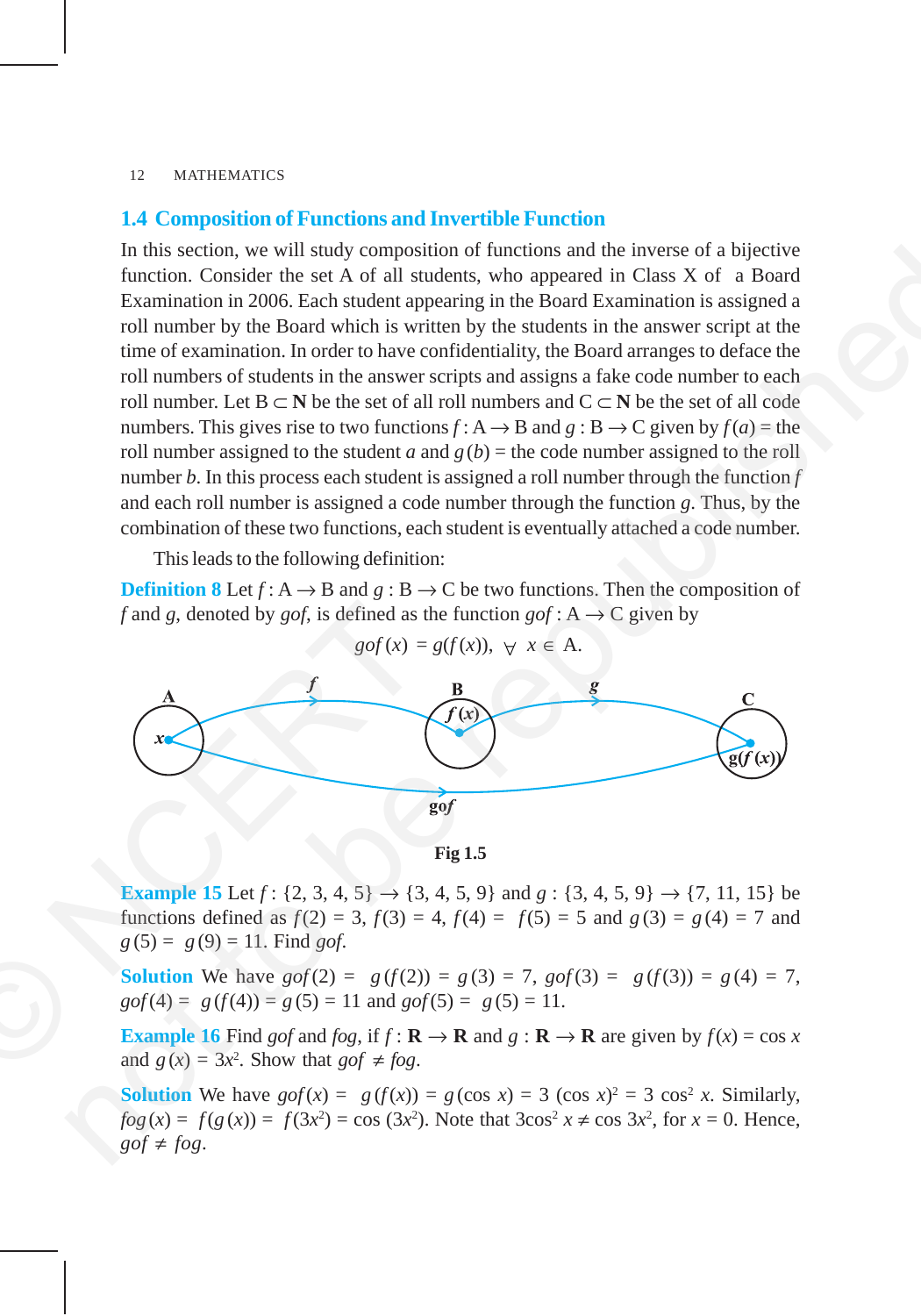## 1.4 Composition of Functions and Invertible Function

In this section, we will study composition of functions and the inverse of a bijective function. Consider the set A of all students, who appeared in Class X of a Board Examination in 2006. Each student appearing in the Board Examination is assigned a roll number by the Board which is written by the students in the answer script at the time of examination. In order to have confidentiality, the Board arranges to deface the roll numbers of students in the answer scripts and assigns a fake code number to each roll number. Let $B \subset \mathbf{N}$ be the set of all roll numbers and $C \subset \mathbf{N}$ be the set of all code numbers. This gives rise to two functions $f : A \to B$ and $g : B \to C$ given by $f(a)$ = the roll number assigned to the student $a$ and $g(b)$ = the code number assigned to the roll number $b$. In this process each student is assigned a roll number through the function $f$ and each roll number is assigned a code number through the function $g$. Thus, by the combination of these two functions, each student is eventually attached a code number.

This leads to the following definition:

**Definition 8** Let $f : A \to B$ and $g : B \to C$ be two functions. Then the composition of $f$ and $g$, denoted by $gof$, is defined as the function $gof : A \to C$ given by

$$gof(x) = g(f(x)), \ \forall \ x \in A.$$

Fig 1.5

**Example 15** Let $f : \{2, 3, 4, 5\} \to \{3, 4, 5, 9\}$ and $g : \{3, 4, 5, 9\} \to \{7, 11, 15\}$ be functions defined as $f(2) = 3$, $f(3) = 4$, $f(4) = f(5) = 5$ and $g(3) = g(4) = 7$ and $g(5) = g(9) = 11$. Find $gof$.

**Solution** We have $gof(2) = g(f(2)) = g(3) = 7$, $gof(3) = g(f(3)) = g(4) = 7$, $gof(4) = g(f(4)) = g(5) = 11$ and $gof(5) = g(5) = 11$.

**Example 16** Find $gof$ and $fog$, if $f : \mathbf{R} \to \mathbf{R}$ and $g : \mathbf{R} \to \mathbf{R}$ are given by $f(x) = \cos x$ and $g(x) = 3x^2$. Show that $gof \neq fog$.

**Solution** We have $gof(x) = g(f(x)) = g(\cos x) = 3(\cos x)^2 = 3\cos^2 x$. Similarly, $fog(x) = f(g(x)) = f(3x^2) = \cos(3x^2)$. Note that $3\cos^2 x \neq \cos 3x^2$, for $x = 0$. Hence, $gof \neq fog$.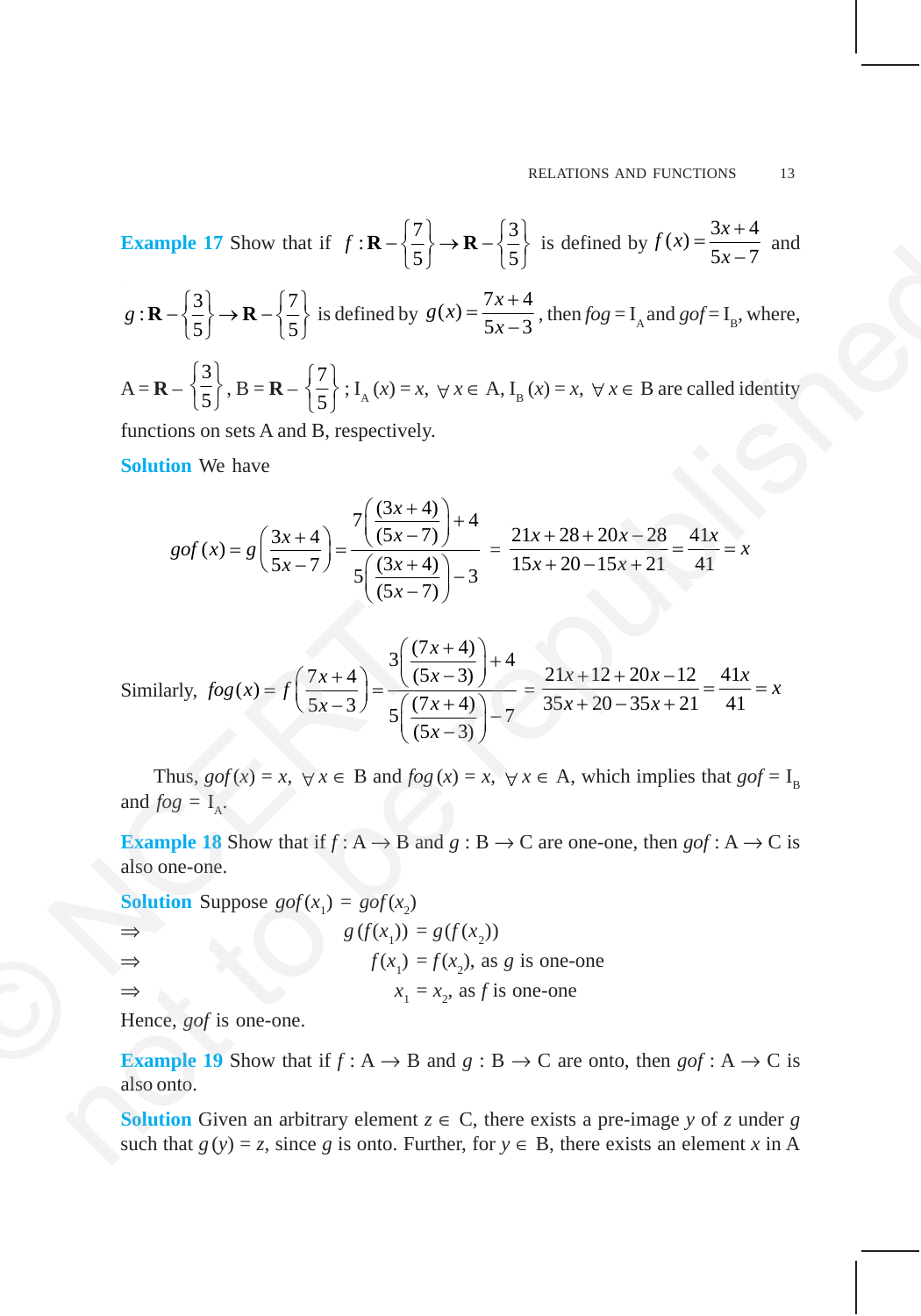**Example 17** Show that if $f : \mathbf{R} - \left\{\frac{7}{5}\right\} \to \mathbf{R} - \left\{\frac{3}{5}\right\}$ is defined by $f(x) = \frac{3x+4}{5x-7}$ and $g : \mathbf{R} - \left\{\frac{3}{5}\right\} \to \mathbf{R} - \left\{\frac{7}{5}\right\}$ is defined by $g(x) = \frac{7x+4}{5x-3}$, then $fog = \text{I}_\text{A}$ and $gof = \text{I}_\text{B}$, where, $\text{A} = \mathbf{R} - \left\{\frac{3}{5}\right\}$, $\text{B} = \mathbf{R} - \left\{\frac{7}{5}\right\}$; $\text{I}_\text{A}(x) = x$, $\forall\, x \in \text{A}$, $\text{I}_\text{B}(x) = x$, $\forall\, x \in \text{B}$ are called identity functions on sets A and B, respectively.

**Solution** We have

$$gof(x) = g\left(\frac{3x+4}{5x-7}\right) = \frac{7\left(\frac{(3x+4)}{(5x-7)}\right)+4}{5\left(\frac{(3x+4)}{(5x-7)}\right)-3} = \frac{21x+28+20x-28}{15x+20-15x+21} = \frac{41x}{41} = x$$

Similarly, $$fog(x) = f\left(\frac{7x+4}{5x-3}\right) = \frac{3\left(\frac{(7x+4)}{(5x-3)}\right)+4}{5\left(\frac{(7x+4)}{(5x-3)}\right)-7} = \frac{21x+12+20x-12}{35x+20-35x+21} = \frac{41x}{41} = x$$

Thus, $gof(x) = x$, $\forall\, x \in \text{B}$ and $fog(x) = x$, $\forall\, x \in \text{A}$, which implies that $gof = \text{I}_\text{B}$ and $fog = \text{I}_\text{A}$.

**Example 18** Show that if $f : \text{A} \to \text{B}$ and $g : \text{B} \to \text{C}$ are one-one, then $gof : \text{A} \to \text{C}$ is also one-one.

**Solution** Suppose $gof(x_1) = gof(x_2)$

$\Rightarrow \quad g(f(x_1)) = g(f(x_2))$

$\Rightarrow \quad f(x_1) = f(x_2)$, as $g$ is one-one

$\Rightarrow \quad x_1 = x_2$, as $f$ is one-one

Hence, $gof$ is one-one.

**Example 19** Show that if $f : \text{A} \to \text{B}$ and $g : \text{B} \to \text{C}$ are onto, then $gof : \text{A} \to \text{C}$ is also onto.

**Solution** Given an arbitrary element $z \in \text{C}$, there exists a pre-image $y$ of $z$ under $g$ such that $g(y) = z$, since $g$ is onto. Further, for $y \in \text{B}$, there exists an element $x$ in A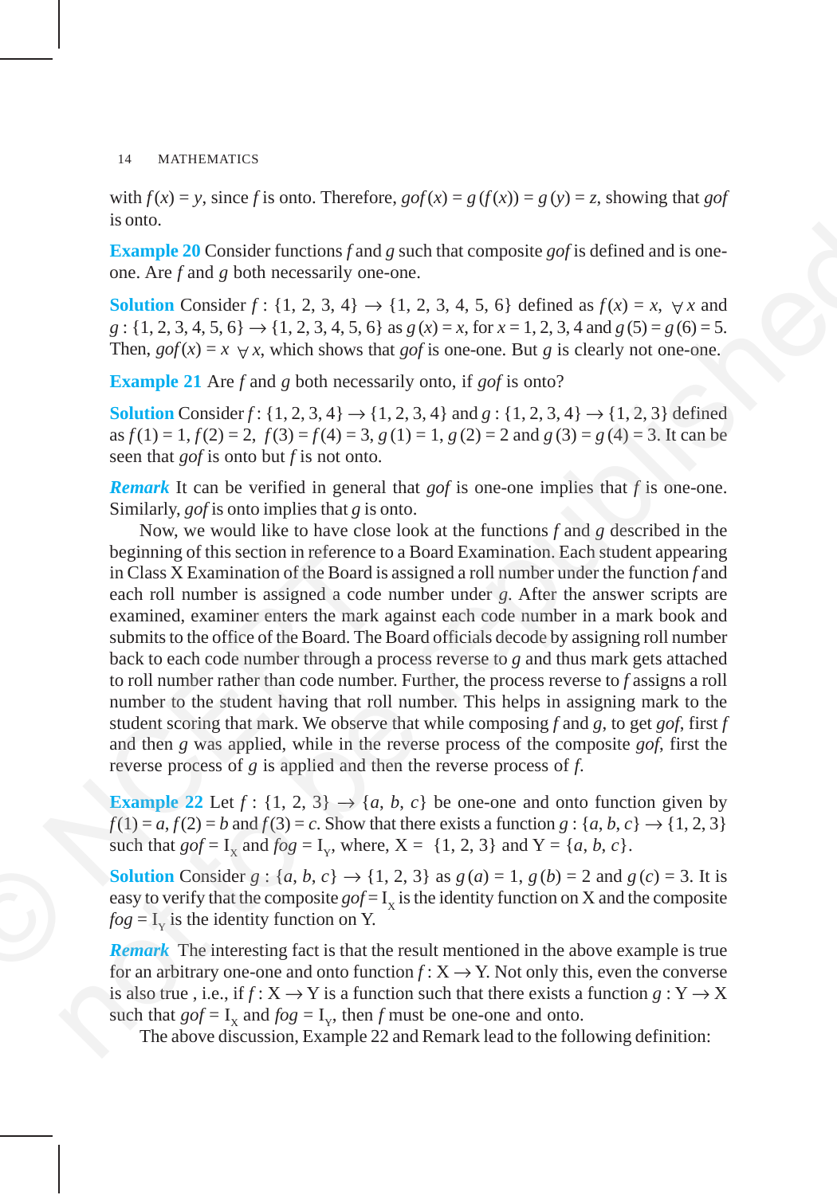with $f(x) = y$, since $f$ is onto. Therefore, $gof(x) = g(f(x)) = g(y) = z$, showing that $gof$ is onto.

**Example 20** Consider functions $f$ and $g$ such that composite $gof$ is defined and is one-one. Are $f$ and $g$ both necessarily one-one.

**Solution** Consider $f: \{1, 2, 3, 4\} \rightarrow \{1, 2, 3, 4, 5, 6\}$ defined as $f(x) = x, \ \forall x$ and $g: \{1, 2, 3, 4, 5, 6\} \rightarrow \{1, 2, 3, 4, 5, 6\}$ as $g(x) = x$, for $x = 1, 2, 3, 4$ and $g(5) = g(6) = 5$. Then, $gof(x) = x \ \forall x$, which shows that $gof$ is one-one. But $g$ is clearly not one-one.

**Example 21** Are $f$ and $g$ both necessarily onto, if $gof$ is onto?

**Solution** Consider $f: \{1, 2, 3, 4\} \rightarrow \{1, 2, 3, 4\}$ and $g: \{1, 2, 3, 4\} \rightarrow \{1, 2, 3\}$ defined as $f(1) = 1, f(2) = 2, f(3) = f(4) = 3, g(1) = 1, g(2) = 2$ and $g(3) = g(4) = 3$. It can be seen that $gof$ is onto but $f$ is not onto.

***Remark*** It can be verified in general that $gof$ is one-one implies that $f$ is one-one. Similarly, $gof$ is onto implies that $g$ is onto.

Now, we would like to have close look at the functions $f$ and $g$ described in the beginning of this section in reference to a Board Examination. Each student appearing in Class X Examination of the Board is assigned a roll number under the function $f$ and each roll number is assigned a code number under $g$. After the answer scripts are examined, examiner enters the mark against each code number in a mark book and submits to the office of the Board. The Board officials decode by assigning roll number back to each code number through a process reverse to $g$ and thus mark gets attached to roll number rather than code number. Further, the process reverse to $f$ assigns a roll number to the student having that roll number. This helps in assigning mark to the student scoring that mark. We observe that while composing $f$ and $g$, to get $gof$, first $f$ and then $g$ was applied, while in the reverse process of the composite $gof$, first the reverse process of $g$ is applied and then the reverse process of $f$.

**Example 22** Let $f: \{1, 2, 3\} \rightarrow \{a, b, c\}$ be one-one and onto function given by $f(1) = a, f(2) = b$ and $f(3) = c$. Show that there exists a function $g: \{a, b, c\} \rightarrow \{1, 2, 3\}$ such that $gof = I_X$ and $fog = I_Y$, where, $X = \{1, 2, 3\}$ and $Y = \{a, b, c\}$.

**Solution** Consider $g: \{a, b, c\} \rightarrow \{1, 2, 3\}$ as $g(a) = 1, g(b) = 2$ and $g(c) = 3$. It is easy to verify that the composite $gof = I_X$ is the identity function on X and the composite $fog = I_Y$ is the identity function on Y.

***Remark*** The interesting fact is that the result mentioned in the above example is true for an arbitrary one-one and onto function $f: X \rightarrow Y$. Not only this, even the converse is also true , i.e., if $f: X \rightarrow Y$ is a function such that there exists a function $g: Y \rightarrow X$ such that $gof = I_X$ and $fog = I_Y$, then $f$ must be one-one and onto.

The above discussion, Example 22 and Remark lead to the following definition: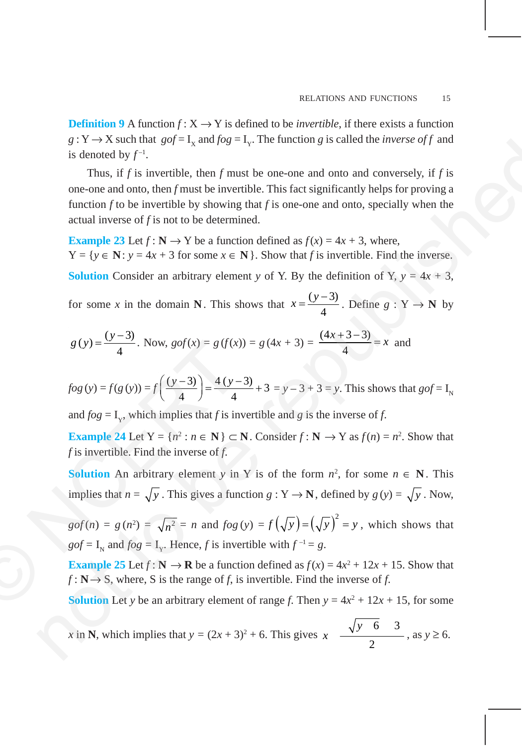**Definition 9** A function $f : X \to Y$ is defined to be *invertible*, if there exists a function $g : Y \to X$ such that $gof = I_X$ and $fog = I_Y$. The function $g$ is called the *inverse of f* and is denoted by $f^{-1}$.

Thus, if $f$ is invertible, then $f$ must be one-one and onto and conversely, if $f$ is one-one and onto, then $f$ must be invertible. This fact significantly helps for proving a function $f$ to be invertible by showing that $f$ is one-one and onto, specially when the actual inverse of $f$ is not to be determined.

**Example 23** Let $f : \mathbf{N} \to Y$ be a function defined as $f(x) = 4x + 3$, where, $Y = \{y \in \mathbf{N} : y = 4x + 3 \text{ for some } x \in \mathbf{N}\}$. Show that $f$ is invertible. Find the inverse.

**Solution** Consider an arbitrary element $y$ of Y. By the definition of Y, $y = 4x + 3$, for some $x$ in the domain $\mathbf{N}$. This shows that $x = \frac{(y-3)}{4}$. Define $g : Y \to \mathbf{N}$ by $g(y) = \frac{(y-3)}{4}$. Now, $gof(x) = g(f(x)) = g(4x + 3) = \frac{(4x+3-3)}{4} = x$ and $fog(y) = f(g(y)) = f\left(\frac{(y-3)}{4}\right) = \frac{4(y-3)}{4} + 3 = y - 3 + 3 = y$. This shows that $gof = I_N$ and $fog = I_Y$, which implies that $f$ is invertible and $g$ is the inverse of $f$.

**Example 24** Let $Y = \{n^2 : n \in \mathbf{N}\} \subset \mathbf{N}$. Consider $f : \mathbf{N} \to Y$ as $f(n) = n^2$. Show that $f$ is invertible. Find the inverse of $f$.

**Solution** An arbitrary element $y$ in Y is of the form $n^2$, for some $n \in \mathbf{N}$. This implies that $n = \sqrt{y}$. This gives a function $g : Y \to \mathbf{N}$, defined by $g(y) = \sqrt{y}$. Now, $gof(n) = g(n^2) = \sqrt{n^2} = n$ and $fog(y) = f\left(\sqrt{y}\right) = \left(\sqrt{y}\right)^2 = y$, which shows that $gof = I_N$ and $fog = I_Y$. Hence, $f$ is invertible with $f^{-1} = g$.

**Example 25** Let $f : \mathbf{N} \to \mathbf{R}$ be a function defined as $f(x) = 4x^2 + 12x + 15$. Show that $f : \mathbf{N} \to S$, where, S is the range of $f$, is invertible. Find the inverse of $f$.

**Solution** Let $y$ be an arbitrary element of range $f$. Then $y = 4x^2 + 12x + 15$, for some $x$ in $\mathbf{N}$, which implies that $y = (2x + 3)^2 + 6$. This gives $x = \frac{\left(\left(\sqrt{y-6}\right) - 3\right)}{2}$, as $y \geq 6$.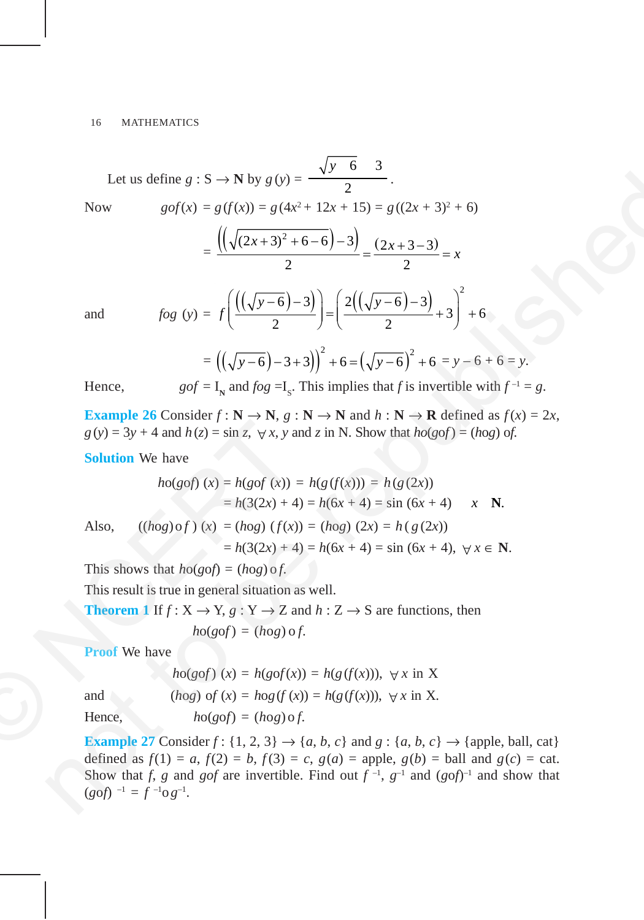Let us define $g : S \to \mathbf{N}$ by $g(y) = \dfrac{\sqrt{y-6}-3}{2}$.

Now $\quad gof(x) = g(f(x)) = g(4x^2 + 12x + 15) = g((2x + 3)^2 + 6)$

$$= \frac{\left(\left(\sqrt{(2x+3)^2+6-6}\right)-3\right)}{2} = \frac{(2x+3-3)}{2} = x$$

and $\quad fog(y) = f\left(\frac{\left(\left(\sqrt{y-6}\right)-3\right)}{2}\right) = \left(\frac{2\left(\left(\sqrt{y-6}\right)-3\right)}{2}+3\right)^2 + 6$

$$= \left(\left(\sqrt{y-6}\right)-3+3\right)^2 + 6 = \left(\sqrt{y-6}\right)^2 + 6 = y - 6 + 6 = y.$$

Hence, $\quad gof = I_{\mathbf{N}}$ and $fog = I_S$. This implies that $f$ is invertible with $f^{-1} = g$.

**Example 26** Consider $f : \mathbf{N} \to \mathbf{N}$, $g : \mathbf{N} \to \mathbf{N}$ and $h : \mathbf{N} \to \mathbf{R}$ defined as $f(x) = 2x$, $g(y) = 3y + 4$ and $h(z) = \sin z$, $\forall\, x, y$ and $z$ in N. Show that $ho(gof) = (hog)\, of$.

**Solution** We have

$$ho(gof)(x) = h(gof(x)) = h(g(f(x))) = h(g(2x))$$
$$= h(3(2x) + 4) = h(6x + 4) = \sin(6x + 4) \quad \forall\, x \in \mathbf{N}.$$

Also, $\quad ((hog) \circ f)(x) = (hog)(f(x)) = (hog)(2x) = h(g(2x))$

$$= h(3(2x) + 4) = h(6x + 4) = \sin(6x + 4), \ \forall\, x \in \mathbf{N}.$$

This shows that $ho(gof) = (hog) \circ f$.

This result is true in general situation as well.

**Theorem 1** If $f : X \to Y$, $g : Y \to Z$ and $h : Z \to S$ are functions, then

$$ho(gof) = (hog) \circ f.$$

**Proof** We have

$$ho(gof)(x) = h(gof(x)) = h(g(f(x))), \ \forall\, x \text{ in } X$$

and $\quad (hog)\, of(x) = hog(f(x)) = h(g(f(x))), \ \forall\, x$ in X.

Hence, $\quad ho(gof) = (hog) \circ f$.

**Example 27** Consider $f : \{1, 2, 3\} \to \{a, b, c\}$ and $g : \{a, b, c\} \to \{\text{apple, ball, cat}\}$ defined as $f(1) = a$, $f(2) = b$, $f(3) = c$, $g(a) = $ apple, $g(b) = $ ball and $g(c) = $ cat. Show that $f$, $g$ and $gof$ are invertible. Find out $f^{-1}$, $g^{-1}$ and $(gof)^{-1}$ and show that $(gof)^{-1} = f^{-1} o g^{-1}$.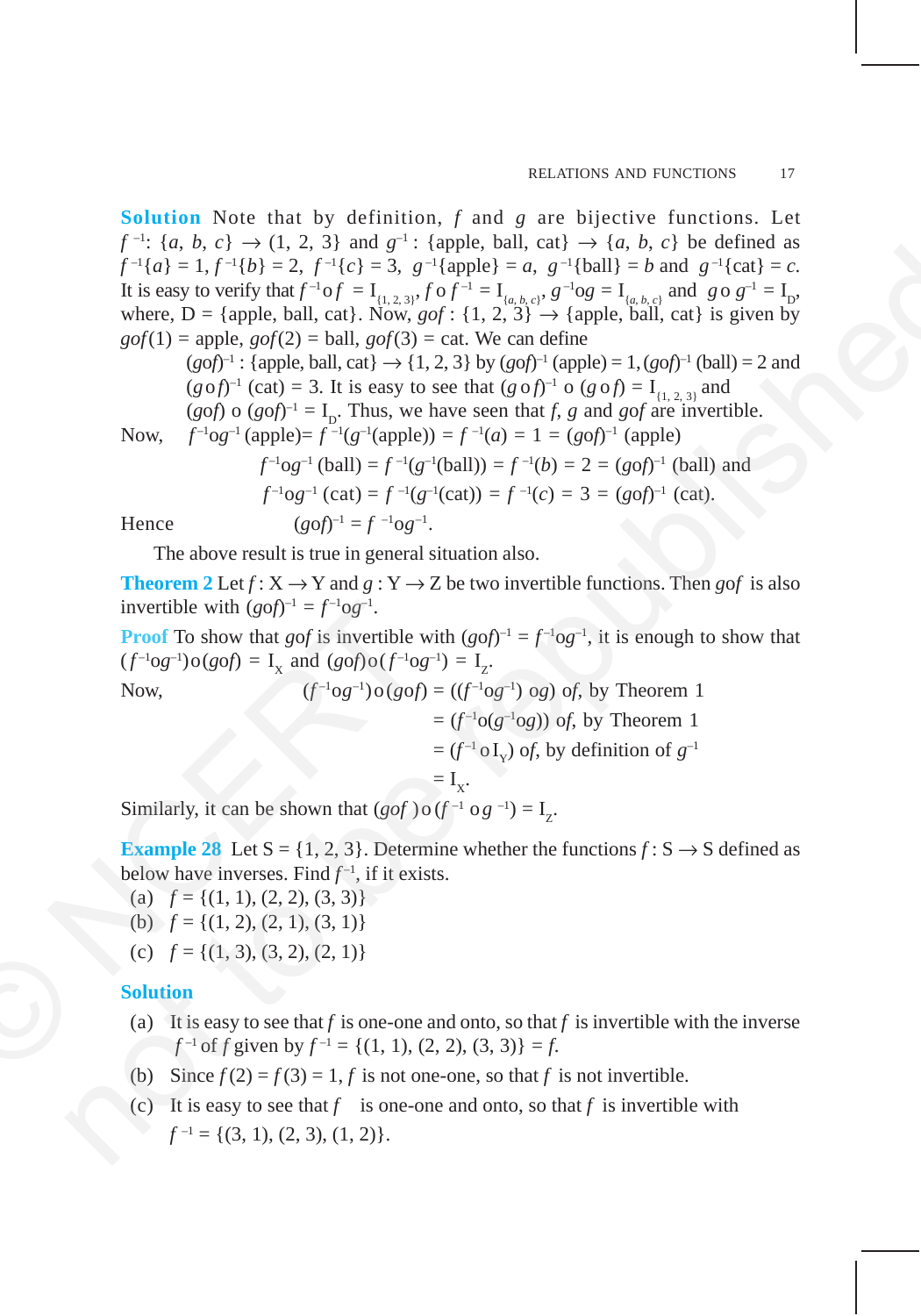**Solution** Note that by definition, $f$ and $g$ are bijective functions. Let $f^{-1}$: $\{a, b, c\} \to (1, 2, 3\}$ and $g^{-1}$ : $\{\text{apple, ball, cat}\} \to \{a, b, c\}$ be defined as $f^{-1}\{a\} = 1, f^{-1}\{b\} = 2$, $f^{-1}\{c\} = 3$, $g^{-1}\{\text{apple}\} = a$, $g^{-1}\{\text{ball}\} = b$ and $g^{-1}\{\text{cat}\} = c$. It is easy to verify that $f^{-1}o f = \text{I}_{\{1, 2, 3\}}$, $f \text{ o } f^{-1} = \text{I}_{\{a, b, c\}}$, $g^{-1}og = \text{I}_{\{a, b, c\}}$ and $g \text{ o } g^{-1} = \text{I}_{\text{D}}$, where, D = {apple, ball, cat}. Now, $gof$ : {1, 2, 3} → {apple, ball, cat} is given by $gof(1)$ = apple, $gof(2)$ = ball, $gof(3)$ = cat. We can define

$(gof)^{-1}$ : {apple, ball, cat} → {1, 2, 3} by $(gof)^{-1}$ (apple) = 1, $(gof)^{-1}$ (ball) = 2 and $(g \text{ o} f)^{-1}$ (cat) = 3. It is easy to see that $(g \text{ o} f)^{-1} \text{ o } (g \text{ o} f) = \text{I}_{\{1, 2, 3\}}$ and $(gof) \text{ o } (gof)^{-1} = \text{I}_{\text{D}}$. Thus, we have seen that $f$, $g$ and $gof$ are invertible.

Now, $\quad f^{-1}og^{-1}$ (apple)= $f^{-1}(g^{-1}(\text{apple})) = f^{-1}(a) = 1 = (gof)^{-1}$ (apple)

$f^{-1}og^{-1}$ (ball) = $f^{-1}(g^{-1}(\text{ball})) = f^{-1}(b) = 2 = (gof)^{-1}$ (ball) and

$f^{-1}og^{-1}$ (cat) = $f^{-1}(g^{-1}(\text{cat})) = f^{-1}(c) = 3 = (gof)^{-1}$ (cat).

Hence $\qquad (gof)^{-1} = f^{-1}og^{-1}$.

The above result is true in general situation also.

**Theorem 2** Let $f$ : X → Y and $g$ : Y → Z be two invertible functions. Then $gof$ is also invertible with $(gof)^{-1} = f^{-1}og^{-1}$.

**Proof** To show that $gof$ is invertible with $(gof)^{-1} = f^{-1}og^{-1}$, it is enough to show that $(f^{-1}og^{-1})\text{o}(gof) = \text{I}_{\text{X}}$ and $(gof)\text{o}(f^{-1}og^{-1}) = \text{I}_{\text{Z}}$.

Now,
$$
\begin{aligned}
(f^{-1}og^{-1})\text{o}(gof) &= ((f^{-1}og^{-1})\ og)\ of, \text{ by Theorem 1}\\
&= (f^{-1}o(g^{-1}og))\ of, \text{ by Theorem 1}\\
&= (f^{-1}\text{o}\,\text{I}_{\text{Y}})\ of, \text{ by definition of } g^{-1}\\
&= \text{I}_{\text{X}}.
\end{aligned}
$$

Similarly, it can be shown that $(gof)\text{o}(f^{-1}\text{o}g^{-1}) = \text{I}_{\text{Z}}$.

**Example 28** Let S = {1, 2, 3}. Determine whether the functions $f$ : S → S defined as below have inverses. Find $f^{-1}$, if it exists.

(a) $f = \{(1, 1), (2, 2), (3, 3)\}$
(b) $f = \{(1, 2), (2, 1), (3, 1)\}$
(c) $f = \{(1, 3), (3, 2), (2, 1)\}$

**Solution**

(a) It is easy to see that $f$ is one-one and onto, so that $f$ is invertible with the inverse $f^{-1}$ of $f$ given by $f^{-1} = \{(1, 1), (2, 2), (3, 3)\} = f$.

(b) Since $f(2) = f(3) = 1$, $f$ is not one-one, so that $f$ is not invertible.

(c) It is easy to see that $f$ is one-one and onto, so that $f$ is invertible with $f^{-1} = \{(3, 1), (2, 3), (1, 2)\}$.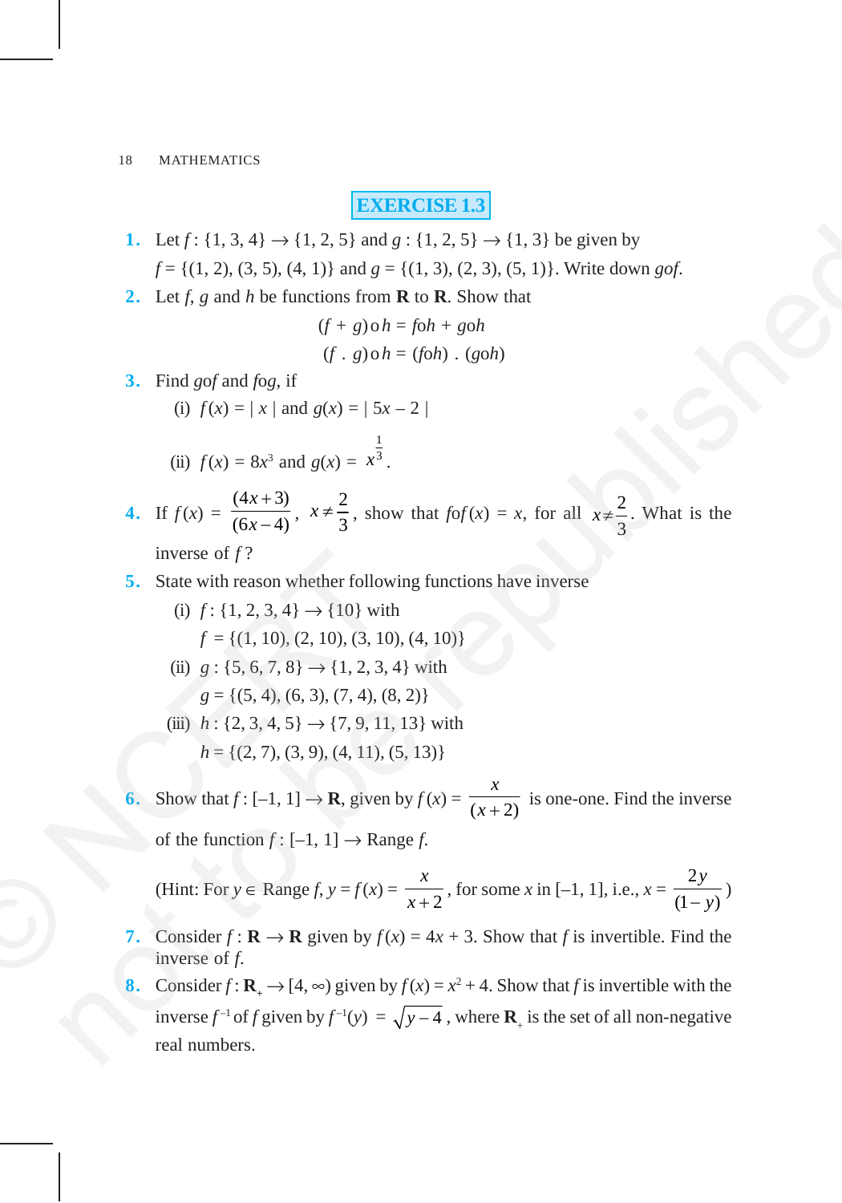## EXERCISE 1.3

1. Let $f : \{1, 3, 4\} \rightarrow \{1, 2, 5\}$ and $g : \{1, 2, 5\} \rightarrow \{1, 3\}$ be given by $f = \{(1, 2), (3, 5), (4, 1)\}$ and $g = \{(1, 3), (2, 3), (5, 1)\}$. Write down *gof*.

2. Let *f*, *g* and *h* be functions from **R** to **R**. Show that

$$(f + g) o h = foh + goh$$
$$(f \,.\, g) o h = (foh) \,.\, (goh)$$

3. Find *gof* and *fog*, if

   (i) $f(x) = |\, x \,|$ and $g(x) = |\, 5x - 2 \,|$

   (ii) $f(x) = 8x^3$ and $g(x) = x^{\frac{1}{3}}$.

4. If $f(x) = \dfrac{(4x+3)}{(6x-4)}$, $x \neq \dfrac{2}{3}$, show that $fof(x) = x$, for all $x \neq \dfrac{2}{3}$. What is the inverse of $f$ ?

5. State with reason whether following functions have inverse

   (i) $f : \{1, 2, 3, 4\} \rightarrow \{10\}$ with
   $f = \{(1, 10), (2, 10), (3, 10), (4, 10)\}$

   (ii) $g : \{5, 6, 7, 8\} \rightarrow \{1, 2, 3, 4\}$ with
   $g = \{(5, 4), (6, 3), (7, 4), (8, 2)\}$

   (iii) $h : \{2, 3, 4, 5\} \rightarrow \{7, 9, 11, 13\}$ with
   $h = \{(2, 7), (3, 9), (4, 11), (5, 13)\}$

6. Show that $f : [-1, 1] \rightarrow$ **R**, given by $f(x) = \dfrac{x}{(x+2)}$ is one-one. Find the inverse of the function $f : [-1, 1] \rightarrow$ Range $f$.

   (Hint: For $y \in$ Range $f$, $y = f(x) = \dfrac{x}{x+2}$, for some $x$ in $[-1, 1]$, i.e., $x = \dfrac{2y}{(1-y)}$)

7. Consider $f :$ **R** $\rightarrow$ **R** given by $f(x) = 4x + 3$. Show that $f$ is invertible. Find the inverse of $f$.

8. Consider $f : \mathbf{R}_+ \rightarrow [4, \infty)$ given by $f(x) = x^2 + 4$. Show that $f$ is invertible with the inverse $f^{-1}$ of $f$ given by $f^{-1}(y) = \sqrt{y-4}$, where $\mathbf{R}_+$ is the set of all non-negative real numbers.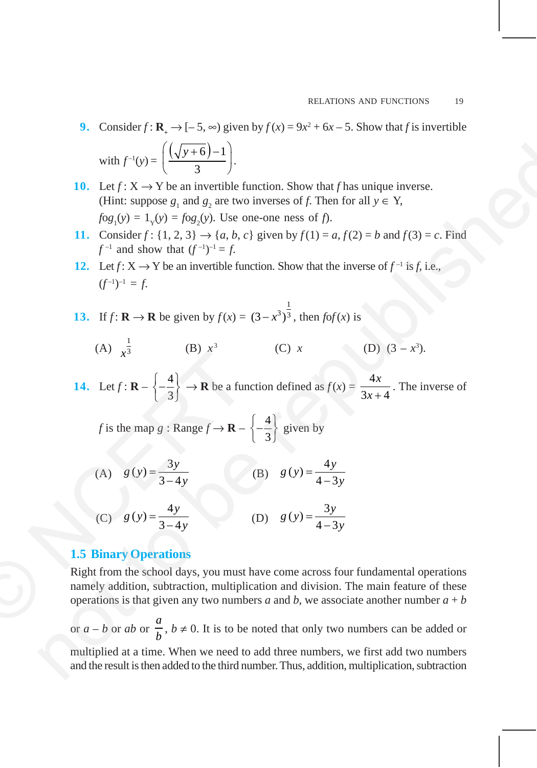**9.** Consider $f : \mathbf{R}_+ \to [-5, \infty)$ given by $f(x) = 9x^2 + 6x - 5$. Show that $f$ is invertible with $f^{-1}(y) = \left(\dfrac{\left(\sqrt{y+6}\right)-1}{3}\right)$.

**10.** Let $f : X \to Y$ be an invertible function. Show that $f$ has unique inverse. (Hint: suppose $g_1$ and $g_2$ are two inverses of $f$. Then for all $y \in Y$, $fog_1(y) = 1_Y(y) = fog_2(y)$. Use one-one ness of $f$).

**11.** Consider $f : \{1, 2, 3\} \to \{a, b, c\}$ given by $f(1) = a$, $f(2) = b$ and $f(3) = c$. Find $f^{-1}$ and show that $(f^{-1})^{-1} = f$.

**12.** Let $f: X \to Y$ be an invertible function. Show that the inverse of $f^{-1}$ is $f$, i.e., $(f^{-1})^{-1} = f$.

**13.** If $f: \mathbf{R} \to \mathbf{R}$ be given by $f(x) = (3 - x^3)^{\frac{1}{3}}$, then $fof(x)$ is

(A) $x^{\frac{1}{3}}$ (B) $x^3$ (C) $x$ (D) $(3 - x^3)$.

**14.** Let $f : \mathbf{R} - \left\{-\dfrac{4}{3}\right\} \to \mathbf{R}$ be a function defined as $f(x) = \dfrac{4x}{3x+4}$. The inverse of $f$ is the map $g$ : Range $f \to \mathbf{R} - \left\{-\dfrac{4}{3}\right\}$ given by

(A) $g(y) = \dfrac{3y}{3-4y}$ (B) $g(y) = \dfrac{4y}{4-3y}$

(C) $g(y) = \dfrac{4y}{3-4y}$ (D) $g(y) = \dfrac{3y}{4-3y}$

## 1.5 Binary Operations

Right from the school days, you must have come across four fundamental operations namely addition, subtraction, multiplication and division. The main feature of these operations is that given any two numbers $a$ and $b$, we associate another number $a + b$ or $a - b$ or $ab$ or $\dfrac{a}{b}$, $b \neq 0$. It is to be noted that only two numbers can be added or multiplied at a time. When we need to add three numbers, we first add two numbers and the result is then added to the third number. Thus, addition, multiplication, subtraction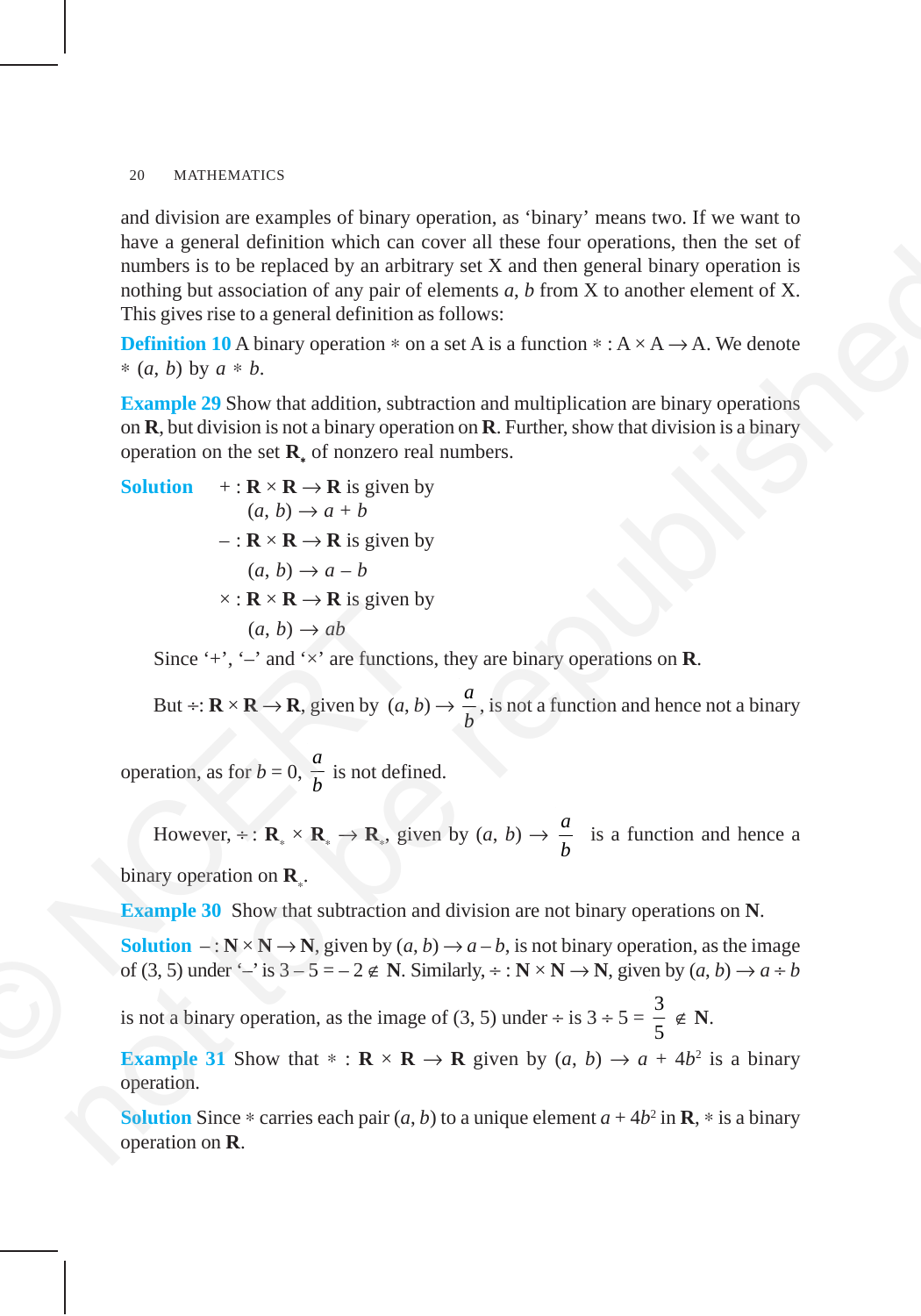and division are examples of binary operation, as 'binary' means two. If we want to have a general definition which can cover all these four operations, then the set of numbers is to be replaced by an arbitrary set X and then general binary operation is nothing but association of any pair of elements $a$, $b$ from X to another element of X. This gives rise to a general definition as follows:

**Definition 10** A binary operation $*$ on a set A is a function $* : A \times A \to A$. We denote $*(a, b)$ by $a * b$.

**Example 29** Show that addition, subtraction and multiplication are binary operations on **R**, but division is not a binary operation on **R**. Further, show that division is a binary operation on the set $\mathbf{R}_*$ of nonzero real numbers.

**Solution** $+ : \mathbf{R} \times \mathbf{R} \to \mathbf{R}$ is given by

$$(a, b) \to a + b$$

$- : \mathbf{R} \times \mathbf{R} \to \mathbf{R}$ is given by

$$(a, b) \to a - b$$

$\times : \mathbf{R} \times \mathbf{R} \to \mathbf{R}$ is given by

$$(a, b) \to ab$$

Since '+', '–' and '×' are functions, they are binary operations on **R**.

But $\div: \mathbf{R} \times \mathbf{R} \to \mathbf{R}$, given by $(a, b) \to \dfrac{a}{b}$, is not a function and hence not a binary operation, as for $b = 0$, $\dfrac{a}{b}$ is not defined.

However, $\div : \mathbf{R}_* \times \mathbf{R}_* \to \mathbf{R}_*$, given by $(a, b) \to \dfrac{a}{b}$ is a function and hence a binary operation on $\mathbf{R}_*$.

**Example 30** Show that subtraction and division are not binary operations on **N**.

**Solution** $- : \mathbf{N} \times \mathbf{N} \to \mathbf{N}$, given by $(a, b) \to a - b$, is not binary operation, as the image of (3, 5) under '–' is $3 - 5 = -2 \notin \mathbf{N}$. Similarly, $\div : \mathbf{N} \times \mathbf{N} \to \mathbf{N}$, given by $(a, b) \to a \div b$ is not a binary operation, as the image of (3, 5) under $\div$ is $3 \div 5 = \dfrac{3}{5} \notin \mathbf{N}$.

**Example 31** Show that $* : \mathbf{R} \times \mathbf{R} \to \mathbf{R}$ given by $(a, b) \to a + 4b^2$ is a binary operation.

**Solution** Since $*$ carries each pair $(a, b)$ to a unique element $a + 4b^2$ in **R**, $*$ is a binary operation on **R**.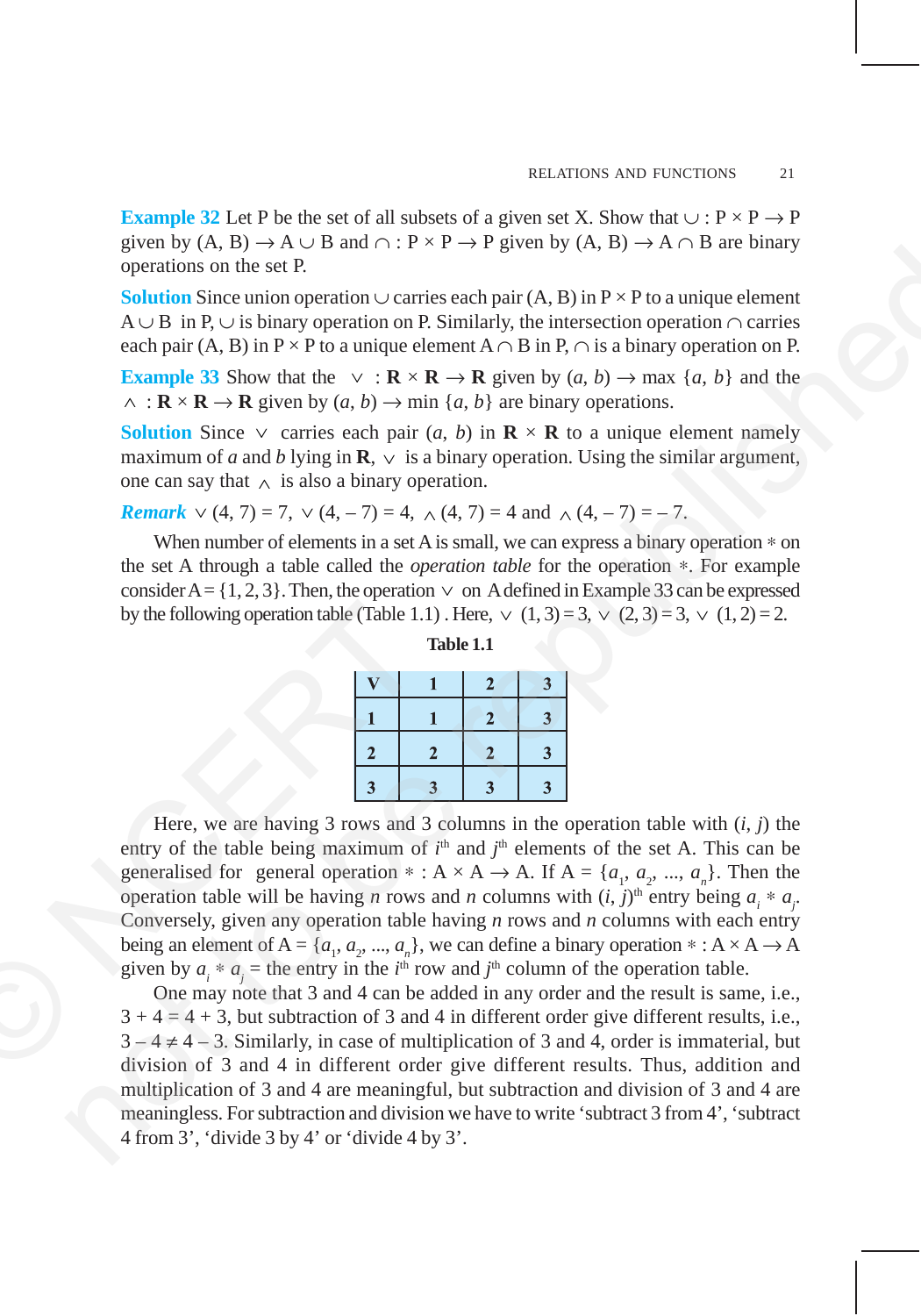**Example 32** Let P be the set of all subsets of a given set X. Show that $\cup : P \times P \to P$ given by $(A, B) \to A \cup B$ and $\cap : P \times P \to P$ given by $(A, B) \to A \cap B$ are binary operations on the set P.

**Solution** Since union operation $\cup$ carries each pair (A, B) in $P \times P$ to a unique element $A \cup B$ in P, $\cup$ is binary operation on P. Similarly, the intersection operation $\cap$ carries each pair (A, B) in $P \times P$ to a unique element $A \cap B$ in P, $\cap$ is a binary operation on P.

**Example 33** Show that the $\vee : \mathbf{R} \times \mathbf{R} \to \mathbf{R}$ given by $(a, b) \to \max \{a, b\}$ and the $\wedge : \mathbf{R} \times \mathbf{R} \to \mathbf{R}$ given by $(a, b) \to \min \{a, b\}$ are binary operations.

**Solution** Since $\vee$ carries each pair $(a, b)$ in $\mathbf{R} \times \mathbf{R}$ to a unique element namely maximum of $a$ and $b$ lying in $\mathbf{R}$, $\vee$ is a binary operation. Using the similar argument, one can say that $\wedge$ is also a binary operation.

***Remark*** $\vee (4, 7) = 7$, $\vee (4, -7) = 4$, $\wedge (4, 7) = 4$ and $\wedge (4, -7) = -7$.

When number of elements in a set A is small, we can express a binary operation $*$ on the set A through a table called the *operation table* for the operation $*$. For example consider $A = \{1, 2, 3\}$. Then, the operation $\vee$ on A defined in Example 33 can be expressed by the following operation table (Table 1.1) . Here, $\vee (1, 3) = 3$, $\vee (2, 3) = 3$, $\vee (1, 2) = 2$.

**Table 1.1**

| $\vee$ | 1 | 2 | 3 |
|---|---|---|---|
| 1 | 1 | 2 | 3 |
| 2 | 2 | 2 | 3 |
| 3 | 3 | 3 | 3 |

Here, we are having 3 rows and 3 columns in the operation table with $(i, j)$ the entry of the table being maximum of $i^{th}$ and $j^{th}$ elements of the set A. This can be generalised for general operation $* : A \times A \to A$. If $A = \{a_1, a_2, ..., a_n\}$. Then the operation table will be having $n$ rows and $n$ columns with $(i, j)^{th}$ entry being $a_i * a_j$. Conversely, given any operation table having $n$ rows and $n$ columns with each entry being an element of $A = \{a_1, a_2, ..., a_n\}$, we can define a binary operation $* : A \times A \to A$ given by $a_i * a_j$ = the entry in the $i^{th}$ row and $j^{th}$ column of the operation table.

One may note that 3 and 4 can be added in any order and the result is same, i.e., $3 + 4 = 4 + 3$, but subtraction of 3 and 4 in different order give different results, i.e., $3 - 4 \neq 4 - 3$. Similarly, in case of multiplication of 3 and 4, order is immaterial, but division of 3 and 4 in different order give different results. Thus, addition and multiplication of 3 and 4 are meaningful, but subtraction and division of 3 and 4 are meaningless. For subtraction and division we have to write ‘subtract 3 from 4’, ‘subtract 4 from 3’, ‘divide 3 by 4’ or ‘divide 4 by 3’.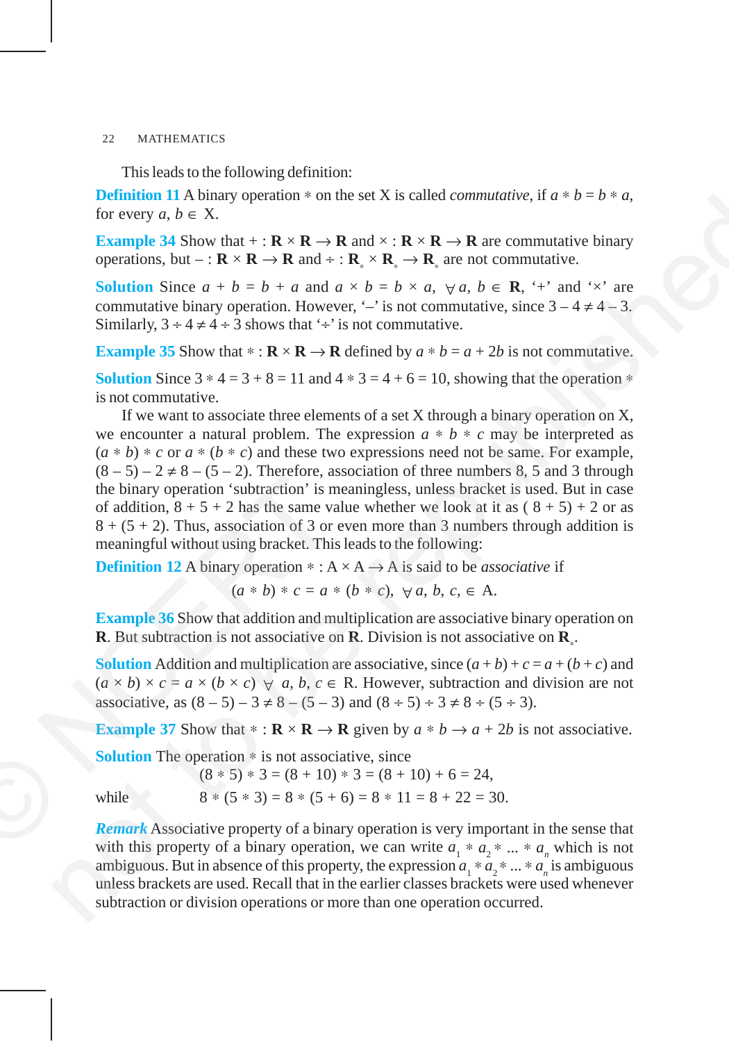This leads to the following definition:

**Definition 11** A binary operation $*$ on the set X is called *commutative*, if $a * b = b * a$, for every $a, b \in$ X.

**Example 34** Show that $+ : \mathbf{R} \times \mathbf{R} \to \mathbf{R}$ and $\times : \mathbf{R} \times \mathbf{R} \to \mathbf{R}$ are commutative binary operations, but $- : \mathbf{R} \times \mathbf{R} \to \mathbf{R}$ and $\div : \mathbf{R}_* \times \mathbf{R}_* \to \mathbf{R}_*$ are not commutative.

**Solution** Since $a + b = b + a$ and $a \times b = b \times a$, $\forall\, a, b \in \mathbf{R}$, '+' and '×' are commutative binary operation. However, '–' is not commutative, since $3 - 4 \neq 4 - 3$. Similarly, $3 \div 4 \neq 4 \div 3$ shows that '÷' is not commutative.

**Example 35** Show that $* : \mathbf{R} \times \mathbf{R} \to \mathbf{R}$ defined by $a * b = a + 2b$ is not commutative.

**Solution** Since $3 * 4 = 3 + 8 = 11$ and $4 * 3 = 4 + 6 = 10$, showing that the operation $*$ is not commutative.

If we want to associate three elements of a set X through a binary operation on X, we encounter a natural problem. The expression $a * b * c$ may be interpreted as $(a * b) * c$ or $a * (b * c)$ and these two expressions need not be same. For example, $(8 - 5) - 2 \neq 8 - (5 - 2)$. Therefore, association of three numbers 8, 5 and 3 through the binary operation 'subtraction' is meaningless, unless bracket is used. But in case of addition, $8 + 5 + 2$ has the same value whether we look at it as $(8 + 5) + 2$ or as $8 + (5 + 2)$. Thus, association of 3 or even more than 3 numbers through addition is meaningful without using bracket. This leads to the following:

**Definition 12** A binary operation $* : A \times A \to A$ is said to be *associative* if

$$(a * b) * c = a * (b * c), \ \forall\, a, b, c, \in A.$$

**Example 36** Show that addition and multiplication are associative binary operation on $\mathbf{R}$. But subtraction is not associative on $\mathbf{R}$. Division is not associative on $\mathbf{R}_*$.

**Solution** Addition and multiplication are associative, since $(a + b) + c = a + (b + c)$ and $(a \times b) \times c = a \times (b \times c)$ $\forall\, a, b, c \in$ R. However, subtraction and division are not associative, as $(8 - 5) - 3 \neq 8 - (5 - 3)$ and $(8 \div 5) \div 3 \neq 8 \div (5 \div 3)$.

**Example 37** Show that $* : \mathbf{R} \times \mathbf{R} \to \mathbf{R}$ given by $a * b \to a + 2b$ is not associative.

**Solution** The operation $*$ is not associative, since

$$(8 * 5) * 3 = (8 + 10) * 3 = (8 + 10) + 6 = 24,$$

while

$$8 * (5 * 3) = 8 * (5 + 6) = 8 * 11 = 8 + 22 = 30.$$

***Remark*** Associative property of a binary operation is very important in the sense that with this property of a binary operation, we can write $a_1 * a_2 * ... * a_n$ which is not ambiguous. But in absence of this property, the expression $a_1 * a_2 * ... * a_n$ is ambiguous unless brackets are used. Recall that in the earlier classes brackets were used whenever subtraction or division operations or more than one operation occurred.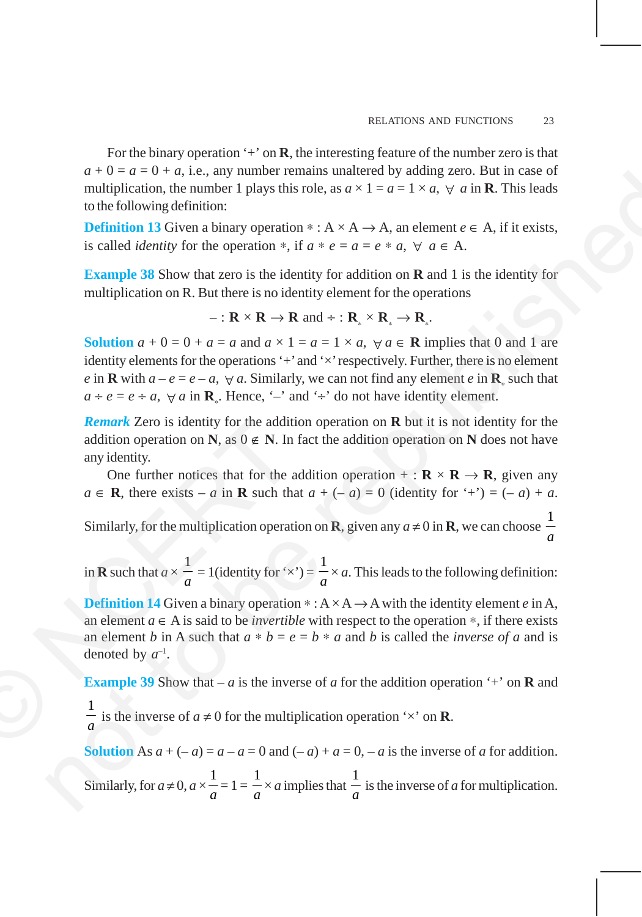For the binary operation '+' on **R**, the interesting feature of the number zero is that $a + 0 = a = 0 + a$, i.e., any number remains unaltered by adding zero. But in case of multiplication, the number 1 plays this role, as $a \times 1 = a = 1 \times a$, $\forall$ $a$ in **R**. This leads to the following definition:

**Definition 13** Given a binary operation $* : A \times A \to A$, an element $e \in A$, if it exists, is called *identity* for the operation $*$, if $a * e = a = e * a$, $\forall$ $a \in A$.

**Example 38** Show that zero is the identity for addition on **R** and 1 is the identity for multiplication on R. But there is no identity element for the operations

$$- : \mathbf{R} \times \mathbf{R} \to \mathbf{R} \text{ and } \div : \mathbf{R}_* \times \mathbf{R}_* \to \mathbf{R}_*.$$

**Solution** $a + 0 = 0 + a = a$ and $a \times 1 = a = 1 \times a$, $\forall$ $a \in \mathbf{R}$ implies that 0 and 1 are identity elements for the operations '+' and '×' respectively. Further, there is no element $e$ in **R** with $a - e = e - a$, $\forall$ $a$. Similarly, we can not find any element $e$ in $\mathbf{R}_*$ such that $a \div e = e \div a$, $\forall$ $a$ in $\mathbf{R}_*$. Hence, '–' and '÷' do not have identity element.

***Remark*** Zero is identity for the addition operation on **R** but it is not identity for the addition operation on **N**, as $0 \notin \mathbf{N}$. In fact the addition operation on **N** does not have any identity.

One further notices that for the addition operation $+ : \mathbf{R} \times \mathbf{R} \to \mathbf{R}$, given any $a \in \mathbf{R}$, there exists $-a$ in **R** such that $a + (-a) = 0$ (identity for '+') $= (-a) + a$. Similarly, for the multiplication operation on **R**, given any $a \neq 0$ in **R**, we can choose $\frac{1}{a}$ in **R** such that $a \times \frac{1}{a} = 1$(identity for '×') $= \frac{1}{a} \times a$. This leads to the following definition:

**Definition 14** Given a binary operation $* : A \times A \to A$ with the identity element $e$ in A, an element $a \in A$ is said to be *invertible* with respect to the operation $*$, if there exists an element $b$ in A such that $a * b = e = b * a$ and $b$ is called the *inverse of* $a$ and is denoted by $a^{-1}$.

**Example 39** Show that $-a$ is the inverse of $a$ for the addition operation '+' on **R** and $\frac{1}{a}$ is the inverse of $a \neq 0$ for the multiplication operation '×' on **R**.

**Solution** As $a + (-a) = a - a = 0$ and $(-a) + a = 0$, $-a$ is the inverse of $a$ for addition. Similarly, for $a \neq 0$, $a \times \frac{1}{a} = 1 = \frac{1}{a} \times a$ implies that $\frac{1}{a}$ is the inverse of $a$ for multiplication.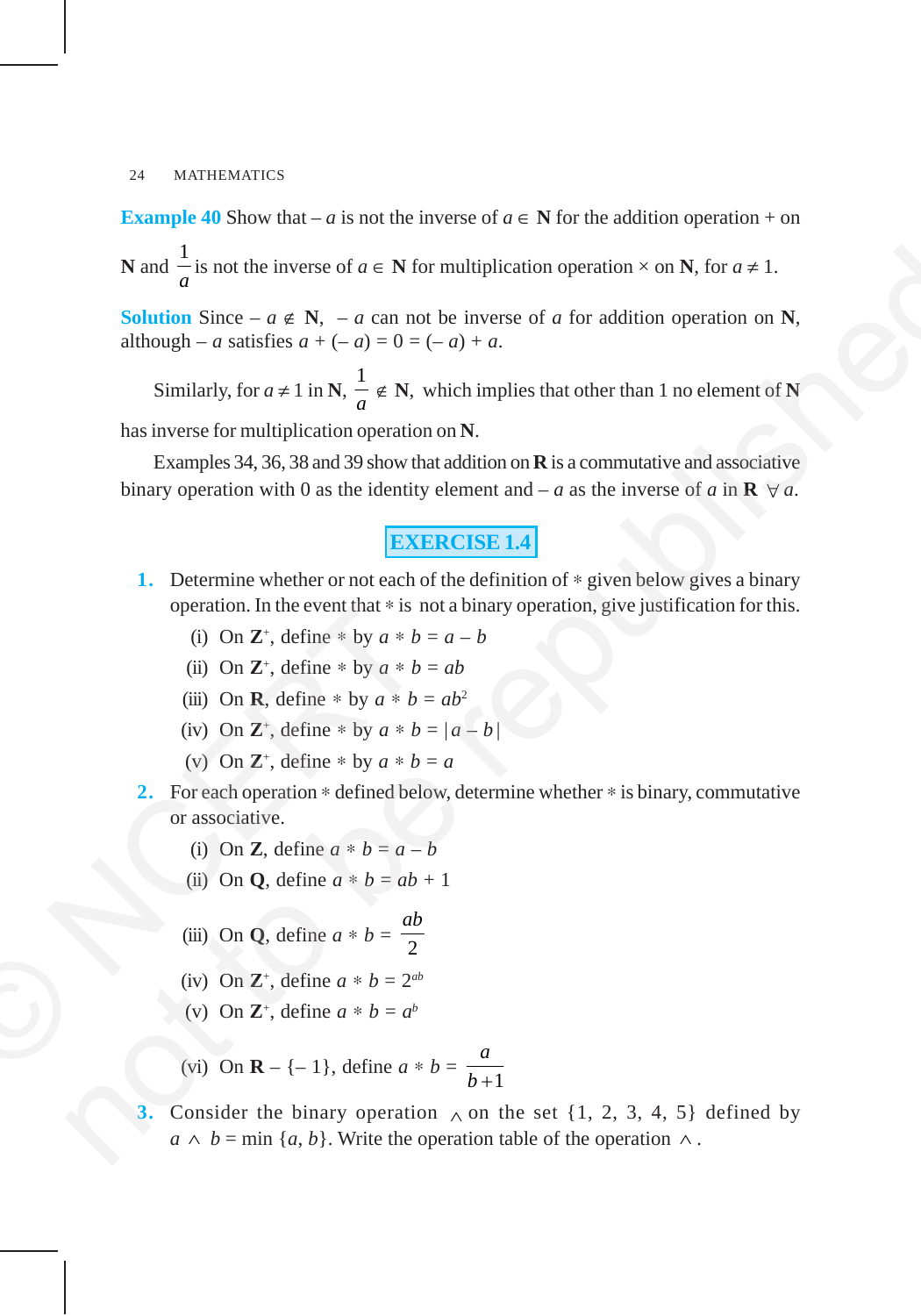**Example 40** Show that $-a$ is not the inverse of $a \in \mathbf{N}$ for the addition operation $+$ on $\mathbf{N}$ and $\frac{1}{a}$ is not the inverse of $a \in \mathbf{N}$ for multiplication operation $\times$ on $\mathbf{N}$, for $a \neq 1$.

**Solution** Since $-a \notin \mathbf{N}$, $-a$ can not be inverse of $a$ for addition operation on $\mathbf{N}$, although $-a$ satisfies $a + (-a) = 0 = (-a) + a$.

Similarly, for $a \neq 1$ in $\mathbf{N}$, $\frac{1}{a} \notin \mathbf{N}$, which implies that other than 1 no element of $\mathbf{N}$ has inverse for multiplication operation on $\mathbf{N}$.

Examples 34, 36, 38 and 39 show that addition on $\mathbf{R}$ is a commutative and associative binary operation with 0 as the identity element and $-a$ as the inverse of $a$ in $\mathbf{R}$ $\forall a$.

## EXERCISE 1.4

**1.** Determine whether or not each of the definition of $*$ given below gives a binary operation. In the event that $*$ is not a binary operation, give justification for this.

(i) On $\mathbf{Z}^+$, define $*$ by $a * b = a - b$

(ii) On $\mathbf{Z}^+$, define $*$ by $a * b = ab$

(iii) On $\mathbf{R}$, define $*$ by $a * b = ab^2$

(iv) On $\mathbf{Z}^+$, define $*$ by $a * b = |a - b|$

(v) On $\mathbf{Z}^+$, define $*$ by $a * b = a$

**2.** For each operation $*$ defined below, determine whether $*$ is binary, commutative or associative.

(i) On $\mathbf{Z}$, define $a * b = a - b$

(ii) On $\mathbf{Q}$, define $a * b = ab + 1$

(iii) On $\mathbf{Q}$, define $a * b = \frac{ab}{2}$

(iv) On $\mathbf{Z}^+$, define $a * b = 2^{ab}$

(v) On $\mathbf{Z}^+$, define $a * b = a^b$

(vi) On $\mathbf{R} - \{-1\}$, define $a * b = \frac{a}{b+1}$

**3.** Consider the binary operation $\wedge$ on the set $\{1, 2, 3, 4, 5\}$ defined by $a \wedge b = \min \{a, b\}$. Write the operation table of the operation $\wedge$.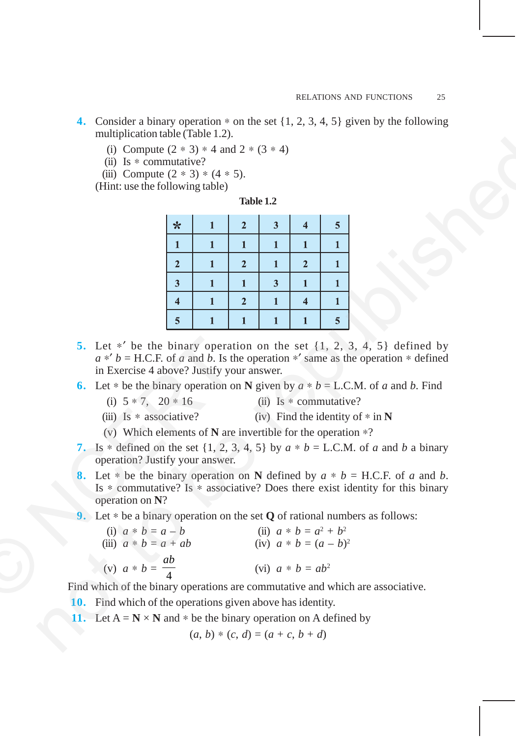**4.** Consider a binary operation $*$ on the set {1, 2, 3, 4, 5} given by the following multiplication table (Table 1.2).

(i) Compute $(2 * 3) * 4$ and $2 * (3 * 4)$

(ii) Is $*$ commutative?

(iii) Compute $(2 * 3) * (4 * 5)$.

(Hint: use the following table)

**Table 1.2**

| * | 1 | 2 | 3 | 4 | 5 |
|---|---|---|---|---|---|
| **1** | 1 | 1 | 1 | 1 | 1 |
| **2** | 1 | 2 | 1 | 2 | 1 |
| **3** | 1 | 1 | 3 | 1 | 1 |
| **4** | 1 | 2 | 1 | 4 | 1 |
| **5** | 1 | 1 | 1 | 1 | 5 |

**5.** Let $*'$ be the binary operation on the set {1, 2, 3, 4, 5} defined by $a *' b$ = H.C.F. of $a$ and $b$. Is the operation $*'$ same as the operation $*$ defined in Exercise 4 above? Justify your answer.

**6.** Let $*$ be the binary operation on **N** given by $a * b$ = L.C.M. of $a$ and $b$. Find

(i) $5 * 7$, $20 * 16$

(ii) Is $*$ commutative?

(iii) Is $*$ associative?

(iv) Find the identity of $*$ in **N**

(v) Which elements of **N** are invertible for the operation $*$?

**7.** Is $*$ defined on the set {1, 2, 3, 4, 5} by $a * b$ = L.C.M. of $a$ and $b$ a binary operation? Justify your answer.

**8.** Let $*$ be the binary operation on **N** defined by $a * b$ = H.C.F. of $a$ and $b$. Is $*$ commutative? Is $*$ associative? Does there exist identity for this binary operation on **N**?

**9.** Let $*$ be a binary operation on the set **Q** of rational numbers as follows:

(i) $a * b = a - b$

(ii) $a * b = a^2 + b^2$

(iii) $a * b = a + ab$

(iv) $a * b = (a - b)^2$

(v) $a * b = \dfrac{ab}{4}$

(vi) $a * b = ab^2$

Find which of the binary operations are commutative and which are associative.

**10.** Find which of the operations given above has identity.

**11.** Let A = **N** × **N** and $*$ be the binary operation on A defined by

$$(a, b) * (c, d) = (a + c, b + d)$$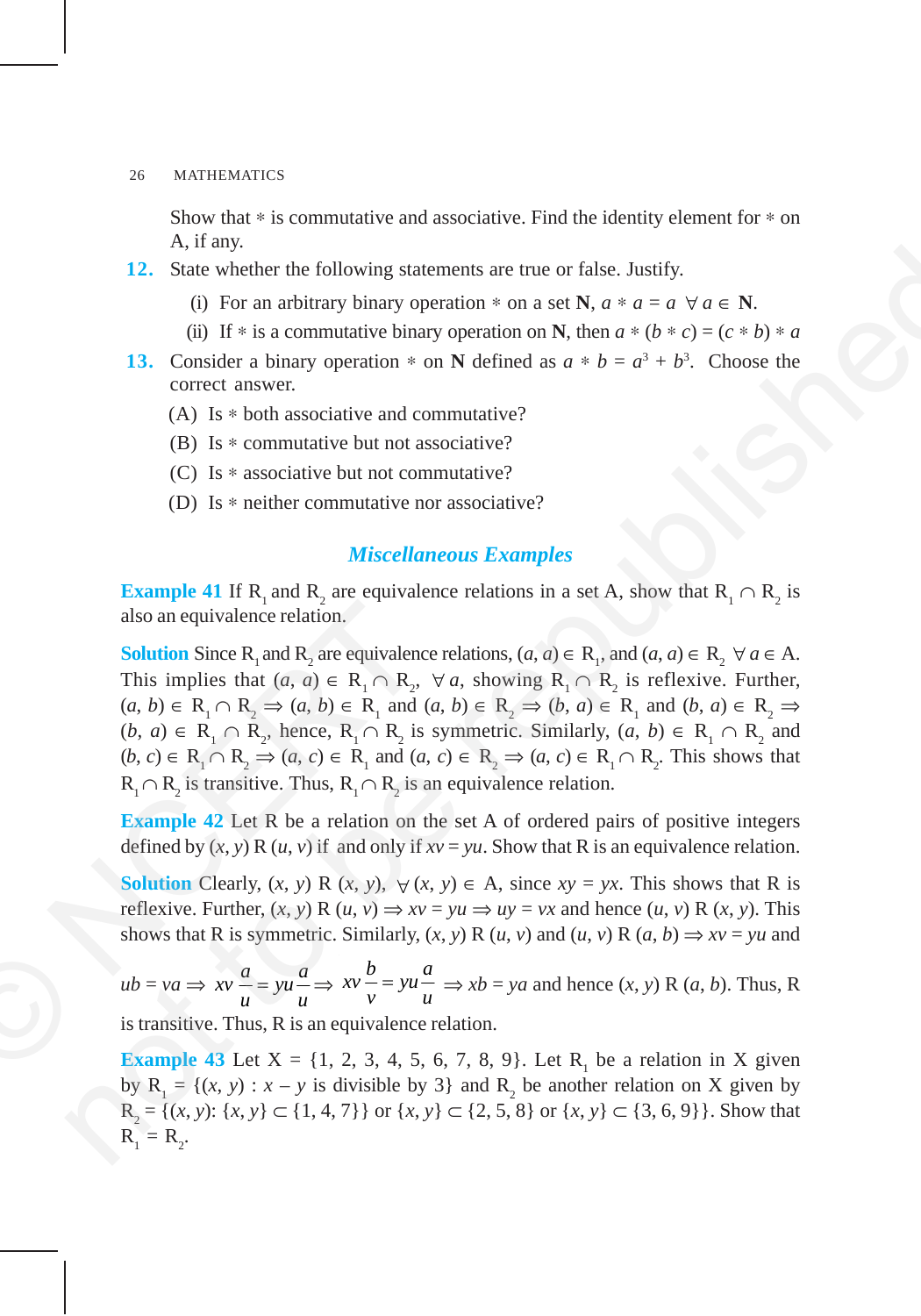Show that $*$ is commutative and associative. Find the identity element for $*$ on A, if any.

**12.** State whether the following statements are true or false. Justify.

(i) For an arbitrary binary operation $*$ on a set $\mathbf{N}$, $a * a = a \ \forall a \in \mathbf{N}$.

(ii) If $*$ is a commutative binary operation on $\mathbf{N}$, then $a * (b * c) = (c * b) * a$

**13.** Consider a binary operation $*$ on $\mathbf{N}$ defined as $a * b = a^3 + b^3$. Choose the correct answer.

(A) Is $*$ both associative and commutative?

(B) Is $*$ commutative but not associative?

(C) Is $*$ associative but not commutative?

(D) Is $*$ neither commutative nor associative?

## *Miscellaneous Examples*

**Example 41** If $R_1$ and $R_2$ are equivalence relations in a set A, show that $R_1 \cap R_2$ is also an equivalence relation.

**Solution** Since $R_1$ and $R_2$ are equivalence relations, $(a, a) \in R_1$, and $(a, a) \in R_2 \ \forall a \in A$. This implies that $(a, a) \in R_1 \cap R_2$, $\forall a$, showing $R_1 \cap R_2$ is reflexive. Further, $(a, b) \in R_1 \cap R_2 \Rightarrow (a, b) \in R_1$ and $(a, b) \in R_2 \Rightarrow (b, a) \in R_1$ and $(b, a) \in R_2 \Rightarrow (b, a) \in R_1 \cap R_2$, hence, $R_1 \cap R_2$ is symmetric. Similarly, $(a, b) \in R_1 \cap R_2$ and $(b, c) \in R_1 \cap R_2 \Rightarrow (a, c) \in R_1$ and $(a, c) \in R_2 \Rightarrow (a, c) \in R_1 \cap R_2$. This shows that $R_1 \cap R_2$ is transitive. Thus, $R_1 \cap R_2$ is an equivalence relation.

**Example 42** Let R be a relation on the set A of ordered pairs of positive integers defined by $(x, y)$ R $(u, v)$ if and only if $xv = yu$. Show that R is an equivalence relation.

**Solution** Clearly, $(x, y)$ R $(x, y)$, $\forall (x, y) \in A$, since $xy = yx$. This shows that R is reflexive. Further, $(x, y)$ R $(u, v) \Rightarrow xv = yu \Rightarrow uy = vx$ and hence $(u, v)$ R $(x, y)$. This shows that R is symmetric. Similarly, $(x, y)$ R $(u, v)$ and $(u, v)$ R $(a, b) \Rightarrow xv = yu$ and $ub = va \Rightarrow xv\frac{a}{u} = yu\frac{a}{u} \Rightarrow xv\frac{b}{v} = yu\frac{a}{u} \Rightarrow xb = ya$ and hence $(x, y)$ R $(a, b)$. Thus, R is transitive. Thus, R is an equivalence relation.

**Example 43** Let X = {1, 2, 3, 4, 5, 6, 7, 8, 9}. Let $R_1$ be a relation in X given by $R_1 = \{(x, y) : x - y$ is divisible by 3$\}$ and $R_2$ be another relation on X given by $R_2 = \{(x, y): \{x, y\} \subset \{1, 4, 7\}$ or $\{x, y\} \subset \{2, 5, 8\}$ or $\{x, y\} \subset \{3, 6, 9\}\}$. Show that $R_1 = R_2$.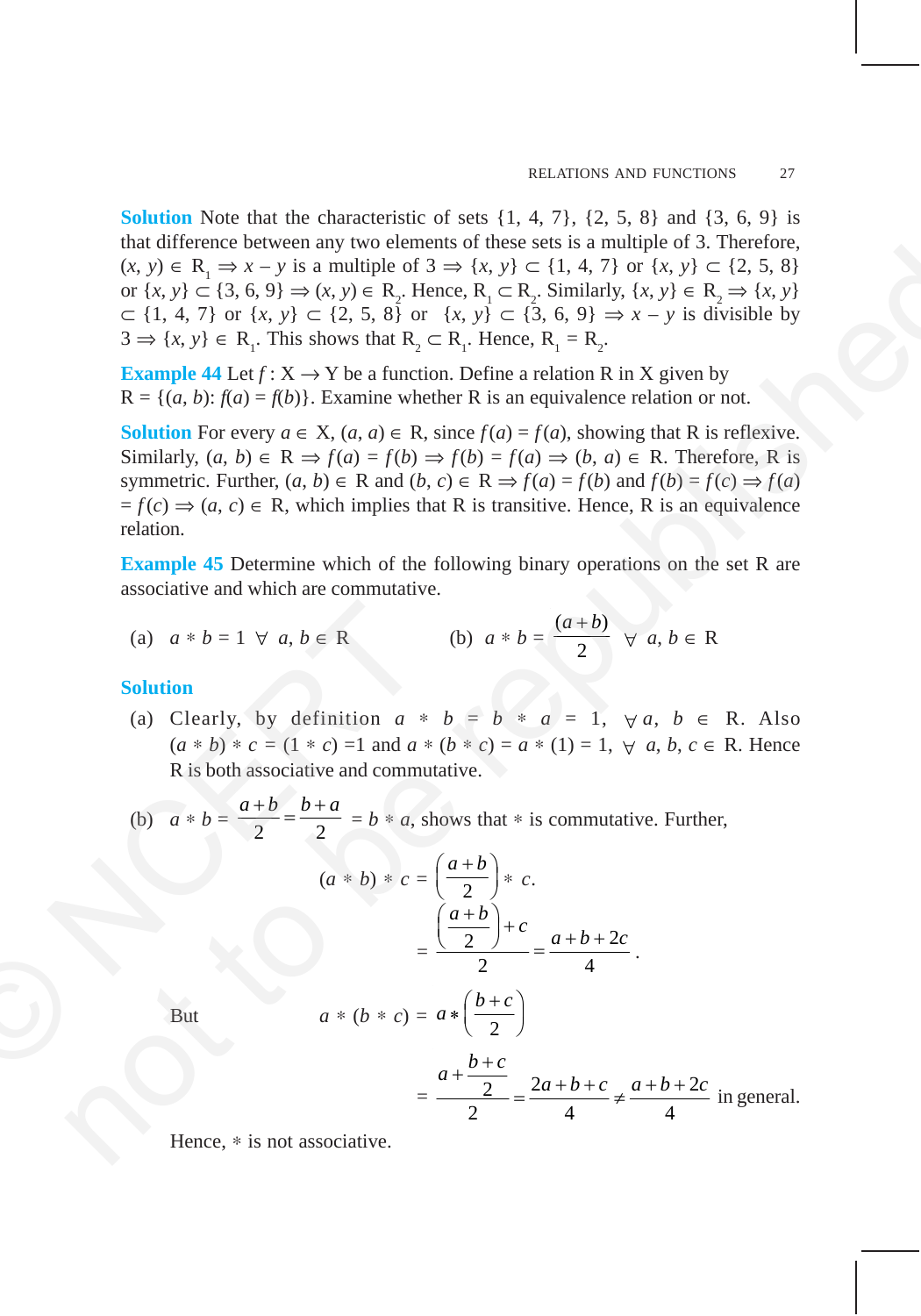**Solution** Note that the characteristic of sets {1, 4, 7}, {2, 5, 8} and {3, 6, 9} is that difference between any two elements of these sets is a multiple of 3. Therefore, $(x, y) \in R_1 \Rightarrow x - y$ is a multiple of $3 \Rightarrow \{x, y\} \subset \{1, 4, 7\}$ or $\{x, y\} \subset \{2, 5, 8\}$ or $\{x, y\} \subset \{3, 6, 9\} \Rightarrow (x, y) \in R_2$. Hence, $R_1 \subset R_2$. Similarly, $\{x, y\} \in R_2 \Rightarrow \{x, y\} \subset \{1, 4, 7\}$ or $\{x, y\} \subset \{2, 5, 8\}$ or $\{x, y\} \subset \{3, 6, 9\} \Rightarrow x - y$ is divisible by $3 \Rightarrow \{x, y\} \in R_1$. This shows that $R_2 \subset R_1$. Hence, $R_1 = R_2$.

**Example 44** Let $f : X \to Y$ be a function. Define a relation R in X given by $R = \{(a, b): f(a) = f(b)\}$. Examine whether R is an equivalence relation or not.

**Solution** For every $a \in X$, $(a, a) \in R$, since $f(a) = f(a)$, showing that R is reflexive. Similarly, $(a, b) \in R \Rightarrow f(a) = f(b) \Rightarrow f(b) = f(a) \Rightarrow (b, a) \in R$. Therefore, R is symmetric. Further, $(a, b) \in R$ and $(b, c) \in R \Rightarrow f(a) = f(b)$ and $f(b) = f(c) \Rightarrow f(a) = f(c) \Rightarrow (a, c) \in R$, which implies that R is transitive. Hence, R is an equivalence relation.

**Example 45** Determine which of the following binary operations on the set R are associative and which are commutative.

(a) $a * b = 1 \;\forall\; a, b \in R$ (b) $a * b = \dfrac{(a+b)}{2} \;\forall\; a, b \in R$

**Solution**

(a) Clearly, by definition $a * b = b * a = 1$, $\forall\, a, b \in R$. Also $(a * b) * c = (1 * c) = 1$ and $a * (b * c) = a * (1) = 1$, $\forall\; a, b, c \in R$. Hence R is both associative and commutative.

(b) $a * b = \dfrac{a+b}{2} = \dfrac{b+a}{2} = b * a$, shows that $*$ is commutative. Further,

$$(a * b) * c = \left(\frac{a+b}{2}\right) * c.$$

$$= \frac{\left(\frac{a+b}{2}\right)+c}{2} = \frac{a+b+2c}{4}.$$

But

$$a * (b * c) = a * \left(\frac{b+c}{2}\right)$$

$$= \frac{a+\frac{b+c}{2}}{2} = \frac{2a+b+c}{4} \neq \frac{a+b+2c}{4} \text{ in general.}$$

Hence, $*$ is not associative.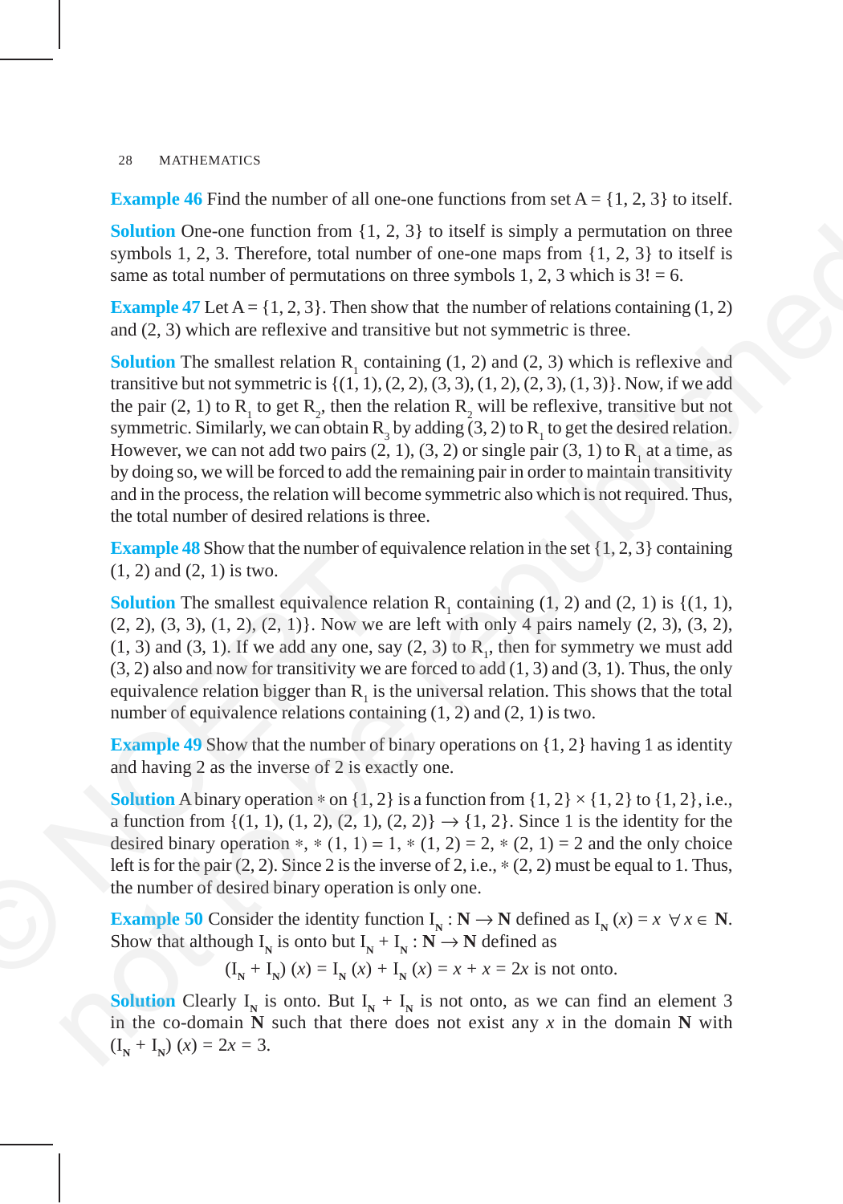**Example 46** Find the number of all one-one functions from set A = {1, 2, 3} to itself.

**Solution** One-one function from {1, 2, 3} to itself is simply a permutation on three symbols 1, 2, 3. Therefore, total number of one-one maps from {1, 2, 3} to itself is same as total number of permutations on three symbols 1, 2, 3 which is 3! = 6.

**Example 47** Let A = {1, 2, 3}. Then show that the number of relations containing (1, 2) and (2, 3) which are reflexive and transitive but not symmetric is three.

**Solution** The smallest relation $R_1$ containing (1, 2) and (2, 3) which is reflexive and transitive but not symmetric is {(1, 1), (2, 2), (3, 3), (1, 2), (2, 3), (1, 3)}. Now, if we add the pair (2, 1) to $R_1$ to get $R_2$, then the relation $R_2$ will be reflexive, transitive but not symmetric. Similarly, we can obtain $R_3$ by adding (3, 2) to $R_1$ to get the desired relation. However, we can not add two pairs (2, 1), (3, 2) or single pair (3, 1) to $R_1$ at a time, as by doing so, we will be forced to add the remaining pair in order to maintain transitivity and in the process, the relation will become symmetric also which is not required. Thus, the total number of desired relations is three.

**Example 48** Show that the number of equivalence relation in the set {1, 2, 3} containing (1, 2) and (2, 1) is two.

**Solution** The smallest equivalence relation $R_1$ containing (1, 2) and (2, 1) is {(1, 1), (2, 2), (3, 3), (1, 2), (2, 1)}. Now we are left with only 4 pairs namely (2, 3), (3, 2), (1, 3) and (3, 1). If we add any one, say (2, 3) to $R_1$, then for symmetry we must add (3, 2) also and now for transitivity we are forced to add (1, 3) and (3, 1). Thus, the only equivalence relation bigger than $R_1$ is the universal relation. This shows that the total number of equivalence relations containing (1, 2) and (2, 1) is two.

**Example 49** Show that the number of binary operations on {1, 2} having 1 as identity and having 2 as the inverse of 2 is exactly one.

**Solution** A binary operation $*$ on {1, 2} is a function from {1, 2} × {1, 2} to {1, 2}, i.e., a function from {(1, 1), (1, 2), (2, 1), (2, 2)} → {1, 2}. Since 1 is the identity for the desired binary operation $*$, $*$ (1, 1) = 1, $*$ (1, 2) = 2, $*$ (2, 1) = 2 and the only choice left is for the pair (2, 2). Since 2 is the inverse of 2, i.e., $*$ (2, 2) must be equal to 1. Thus, the number of desired binary operation is only one.

**Example 50** Consider the identity function $I_{\mathbf{N}} : \mathbf{N} \to \mathbf{N}$ defined as $I_{\mathbf{N}}(x) = x \ \forall x \in \mathbf{N}$. Show that although $I_{\mathbf{N}}$ is onto but $I_{\mathbf{N}} + I_{\mathbf{N}} : \mathbf{N} \to \mathbf{N}$ defined as

$$(I_{\mathbf{N}} + I_{\mathbf{N}})(x) = I_{\mathbf{N}}(x) + I_{\mathbf{N}}(x) = x + x = 2x \text{ is not onto.}$$

**Solution** Clearly $I_{\mathbf{N}}$ is onto. But $I_{\mathbf{N}} + I_{\mathbf{N}}$ is not onto, as we can find an element 3 in the co-domain $\mathbf{N}$ such that there does not exist any $x$ in the domain $\mathbf{N}$ with $(I_{\mathbf{N}} + I_{\mathbf{N}})(x) = 2x = 3$.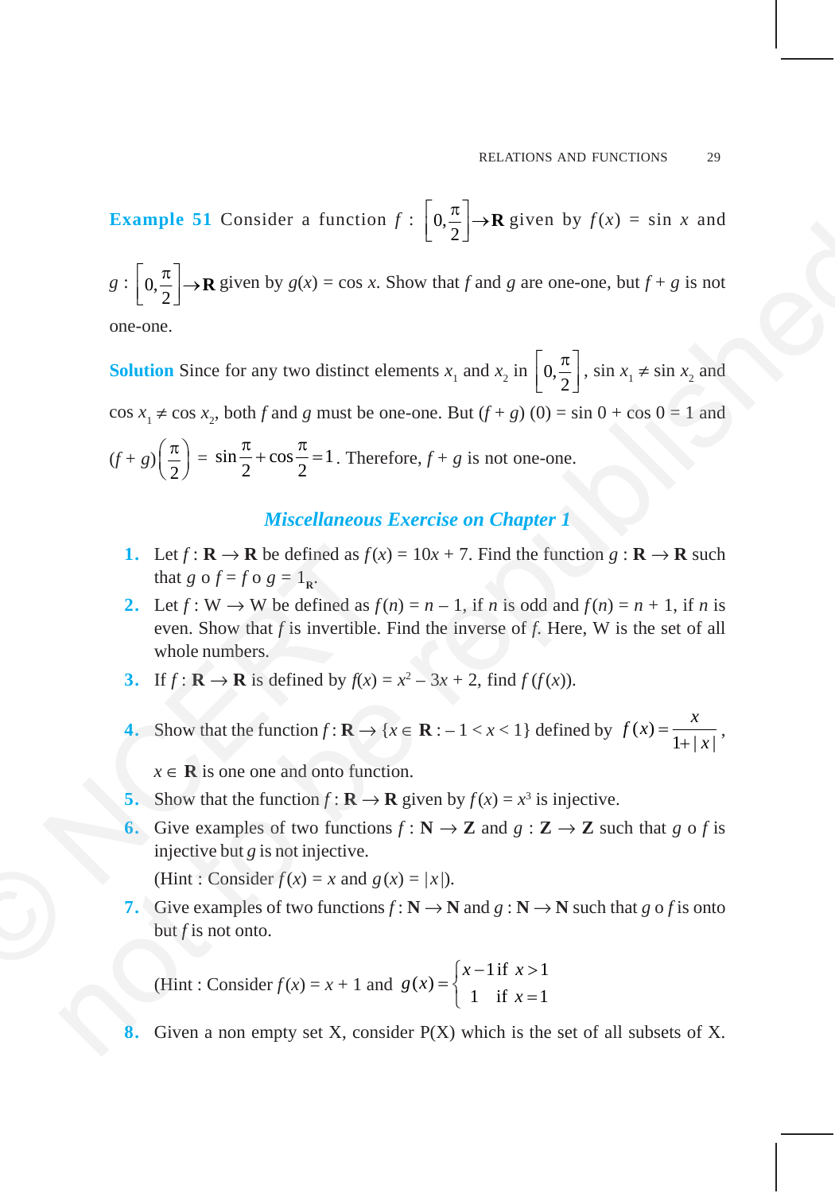**Example 51** Consider a function $f : \left[0, \frac{\pi}{2}\right] \to \mathbf{R}$ given by $f(x) = \sin x$ and $g : \left[0, \frac{\pi}{2}\right] \to \mathbf{R}$ given by $g(x) = \cos x$. Show that $f$ and $g$ are one-one, but $f + g$ is not one-one.

**Solution** Since for any two distinct elements $x_1$ and $x_2$ in $\left[0, \frac{\pi}{2}\right]$, $\sin x_1 \neq \sin x_2$ and $\cos x_1 \neq \cos x_2$, both $f$ and $g$ must be one-one. But $(f + g)(0) = \sin 0 + \cos 0 = 1$ and $(f+g)\left(\frac{\pi}{2}\right) = \sin\frac{\pi}{2} + \cos\frac{\pi}{2} = 1$. Therefore, $f + g$ is not one-one.

## *Miscellaneous Exercise on Chapter 1*

1. Let $f : \mathbf{R} \to \mathbf{R}$ be defined as $f(x) = 10x + 7$. Find the function $g : \mathbf{R} \to \mathbf{R}$ such that $g \circ f = f \circ g = 1_{\mathbf{R}}$.
2. Let $f : \mathrm{W} \to \mathrm{W}$ be defined as $f(n) = n - 1$, if $n$ is odd and $f(n) = n + 1$, if $n$ is even. Show that $f$ is invertible. Find the inverse of $f$. Here, W is the set of all whole numbers.
3. If $f : \mathbf{R} \to \mathbf{R}$ is defined by $f(x) = x^2 - 3x + 2$, find $f(f(x))$.
4. Show that the function $f : \mathbf{R} \to \{x \in \mathbf{R} : -1 < x < 1\}$ defined by $f(x) = \frac{x}{1+|x|}$, $x \in \mathbf{R}$ is one one and onto function.
5. Show that the function $f : \mathbf{R} \to \mathbf{R}$ given by $f(x) = x^3$ is injective.
6. Give examples of two functions $f : \mathbf{N} \to \mathbf{Z}$ and $g : \mathbf{Z} \to \mathbf{Z}$ such that $g \circ f$ is injective but $g$ is not injective.

   (Hint : Consider $f(x) = x$ and $g(x) = |x|$).
7. Give examples of two functions $f : \mathbf{N} \to \mathbf{N}$ and $g : \mathbf{N} \to \mathbf{N}$ such that $g \circ f$ is onto but $f$ is not onto.

   (Hint : Consider $f(x) = x + 1$ and $g(x) = \begin{cases} x - 1 & \text{if } x > 1 \\ 1 & \text{if } x = 1 \end{cases}$
8. Given a non empty set X, consider P(X) which is the set of all subsets of X.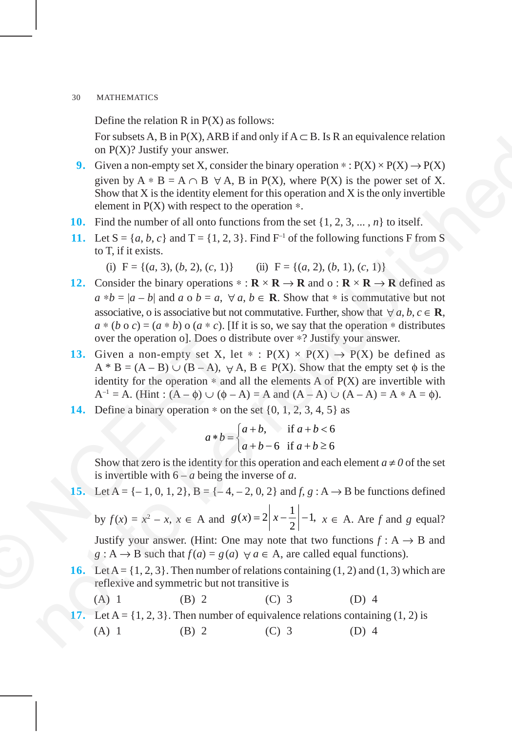Define the relation R in P(X) as follows:

For subsets A, B in P(X), ARB if and only if $A \subset B$. Is R an equivalence relation on P(X)? Justify your answer.

**9.** Given a non-empty set X, consider the binary operation $* : P(X) \times P(X) \to P(X)$ given by $A * B = A \cap B \ \forall A, B$ in P(X), where P(X) is the power set of X. Show that X is the identity element for this operation and X is the only invertible element in P(X) with respect to the operation $*$.

**10.** Find the number of all onto functions from the set $\{1, 2, 3, ... , n\}$ to itself.

**11.** Let $S = \{a, b, c\}$ and $T = \{1, 2, 3\}$. Find $F^{-1}$ of the following functions F from S to T, if it exists.

(i) $F = \{(a, 3), (b, 2), (c, 1)\}$ (ii) $F = \{(a, 2), (b, 1), (c, 1)\}$

**12.** Consider the binary operations $* : \mathbf{R} \times \mathbf{R} \to \mathbf{R}$ and $o : \mathbf{R} \times \mathbf{R} \to \mathbf{R}$ defined as $a * b = |a - b|$ and $a \text{ o } b = a, \ \forall a, b \in \mathbf{R}$. Show that $*$ is commutative but not associative, o is associative but not commutative. Further, show that $\forall a, b, c \in \mathbf{R}$, $a * (b \text{ o } c) = (a * b) \text{ o } (a * c)$. [If it is so, we say that the operation $*$ distributes over the operation o]. Does o distribute over $*$? Justify your answer.

**13.** Given a non-empty set X, let $* : P(X) \times P(X) \to P(X)$ be defined as $A * B = (A - B) \cup (B - A), \ \forall A, B \in P(X)$. Show that the empty set $\phi$ is the identity for the operation $*$ and all the elements A of P(X) are invertible with $A^{-1} = A$. (Hint : $(A - \phi) \cup (\phi - A) = A$ and $(A - A) \cup (A - A) = A * A = \phi$).

**14.** Define a binary operation $*$ on the set $\{0, 1, 2, 3, 4, 5\}$ as

$$a * b = \begin{cases} a + b, & \text{if } a + b < 6 \\ a + b - 6 & \text{if } a + b \geq 6 \end{cases}$$

Show that zero is the identity for this operation and each element $a \neq 0$ of the set is invertible with $6 - a$ being the inverse of $a$.

**15.** Let $A = \{-1, 0, 1, 2\}$, $B = \{-4, -2, 0, 2\}$ and $f, g : A \to B$ be functions defined by $f(x) = x^2 - x, \ x \in A$ and $g(x) = 2\left|x - \frac{1}{2}\right| - 1, \ x \in A$. Are $f$ and $g$ equal? Justify your answer. (Hint: One may note that two functions $f : A \to B$ and $g : A \to B$ such that $f(a) = g(a) \ \forall a \in A$, are called equal functions).

**16.** Let $A = \{1, 2, 3\}$. Then number of relations containing (1, 2) and (1, 3) which are reflexive and symmetric but not transitive is

(A) 1 (B) 2 (C) 3 (D) 4

**17.** Let $A = \{1, 2, 3\}$. Then number of equivalence relations containing (1, 2) is

(A) 1 (B) 2 (C) 3 (D) 4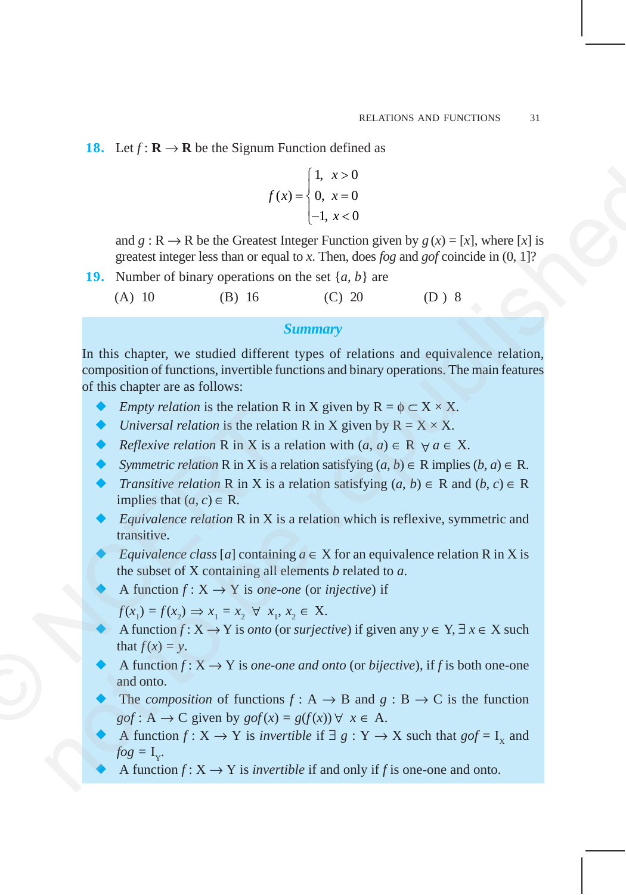**18.** Let $f : \mathbf{R} \to \mathbf{R}$ be the Signum Function defined as

$$f(x) = \begin{cases} 1, & x > 0 \\ 0, & x = 0 \\ -1, & x < 0 \end{cases}$$

and $g : \mathrm{R} \to \mathrm{R}$ be the Greatest Integer Function given by $g(x) = [x]$, where $[x]$ is greatest integer less than or equal to $x$. Then, does $fog$ and $gof$ coincide in $(0, 1]$?

**19.** Number of binary operations on the set $\{a, b\}$ are

(A) 10 (B) 16 (C) 20 (D ) 8

## *Summary*

In this chapter, we studied different types of relations and equivalence relation, composition of functions, invertible functions and binary operations. The main features of this chapter are as follows:

- *Empty relation* is the relation R in X given by $\mathrm{R} = \phi \subset \mathrm{X} \times \mathrm{X}$.
- *Universal relation* is the relation R in X given by $\mathrm{R} = \mathrm{X} \times \mathrm{X}$.
- *Reflexive relation* R in X is a relation with $(a, a) \in \mathrm{R}\ \forall\, a \in \mathrm{X}$.
- *Symmetric relation* R in X is a relation satisfying $(a, b) \in \mathrm{R}$ implies $(b, a) \in \mathrm{R}$.
- *Transitive relation* R in X is a relation satisfying $(a, b) \in \mathrm{R}$ and $(b, c) \in \mathrm{R}$ implies that $(a, c) \in \mathrm{R}$.
- *Equivalence relation* R in X is a relation which is reflexive, symmetric and transitive.
- *Equivalence class* $[a]$ containing $a \in \mathrm{X}$ for an equivalence relation R in X is the subset of X containing all elements $b$ related to $a$.
- A function $f : \mathrm{X} \to \mathrm{Y}$ is *one-one* (or *injective*) if
  $f(x_1) = f(x_2) \Rightarrow x_1 = x_2\ \forall\ x_1, x_2 \in \mathrm{X}$.
- A function $f : \mathrm{X} \to \mathrm{Y}$ is *onto* (or *surjective*) if given any $y \in \mathrm{Y}$, $\exists\, x \in \mathrm{X}$ such that $f(x) = y$.
- A function $f : \mathrm{X} \to \mathrm{Y}$ is *one-one and onto* (or *bijective*), if $f$ is both one-one and onto.
- The *composition* of functions $f : \mathrm{A} \to \mathrm{B}$ and $g : \mathrm{B} \to \mathrm{C}$ is the function $gof : \mathrm{A} \to \mathrm{C}$ given by $gof(x) = g(f(x))\ \forall\ x \in \mathrm{A}$.
- A function $f : \mathrm{X} \to \mathrm{Y}$ is *invertible* if $\exists\ g : \mathrm{Y} \to \mathrm{X}$ such that $gof = \mathrm{I}_\mathrm{X}$ and $fog = \mathrm{I}_\mathrm{Y}$.
- A function $f : \mathrm{X} \to \mathrm{Y}$ is *invertible* if and only if $f$ is one-one and onto.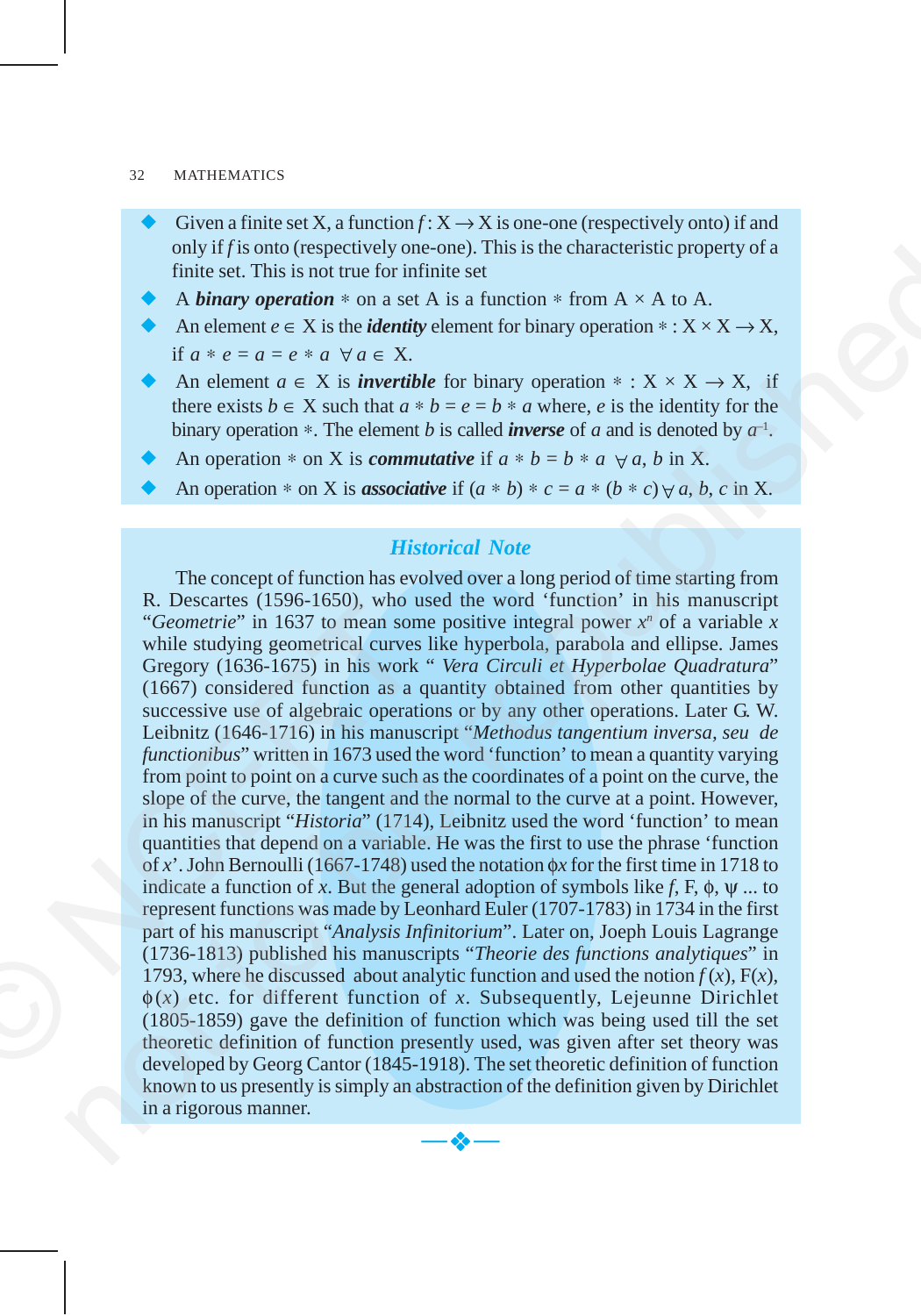- Given a finite set X, a function $f : X \rightarrow X$ is one-one (respectively onto) if and only if $f$ is onto (respectively one-one). This is the characteristic property of a finite set. This is not true for infinite set
- A ***binary operation*** $*$ on a set A is a function $*$ from $A \times A$ to A.
- An element $e \in X$ is the ***identity*** element for binary operation $* : X \times X \rightarrow X$, if $a * e = a = e * a \ \forall a \in X$.
- An element $a \in X$ is ***invertible*** for binary operation $* : X \times X \rightarrow X$, if there exists $b \in X$ such that $a * b = e = b * a$ where, $e$ is the identity for the binary operation $*$. The element $b$ is called ***inverse*** of $a$ and is denoted by $a^{-1}$.
- An operation $*$ on X is ***commutative*** if $a * b = b * a \ \forall a, b$ in X.
- An operation $*$ on X is ***associative*** if $(a * b) * c = a * (b * c) \forall a, b, c$ in X.

## *Historical Note*

The concept of function has evolved over a long period of time starting from R. Descartes (1596-1650), who used the word 'function' in his manuscript "*Geometrie*" in 1637 to mean some positive integral power $x^n$ of a variable $x$ while studying geometrical curves like hyperbola, parabola and ellipse. James Gregory (1636-1675) in his work " *Vera Circuli et Hyperbolae Quadratura*" (1667) considered function as a quantity obtained from other quantities by successive use of algebraic operations or by any other operations. Later G. W. Leibnitz (1646-1716) in his manuscript "*Methodus tangentium inversa, seu de functionibus*" written in 1673 used the word 'function' to mean a quantity varying from point to point on a curve such as the coordinates of a point on the curve, the slope of the curve, the tangent and the normal to the curve at a point. However, in his manuscript "*Historia*" (1714), Leibnitz used the word 'function' to mean quantities that depend on a variable. He was the first to use the phrase 'function of $x$'. John Bernoulli (1667-1748) used the notation $\phi x$ for the first time in 1718 to indicate a function of $x$. But the general adoption of symbols like $f$, F, $\phi$, $\psi$ ... to represent functions was made by Leonhard Euler (1707-1783) in 1734 in the first part of his manuscript "*Analysis Infinitorium*". Later on, Joeph Louis Lagrange (1736-1813) published his manuscripts "*Theorie des functions analytiques*" in 1793, where he discussed about analytic function and used the notion $f(x)$, $F(x)$, $\phi(x)$ etc. for different function of $x$. Subsequently, Lejeunne Dirichlet (1805-1859) gave the definition of function which was being used till the set theoretic definition of function presently used, was given after set theory was developed by Georg Cantor (1845-1918). The set theoretic definition of function known to us presently is simply an abstraction of the definition given by Dirichlet in a rigorous manner.

—❖—